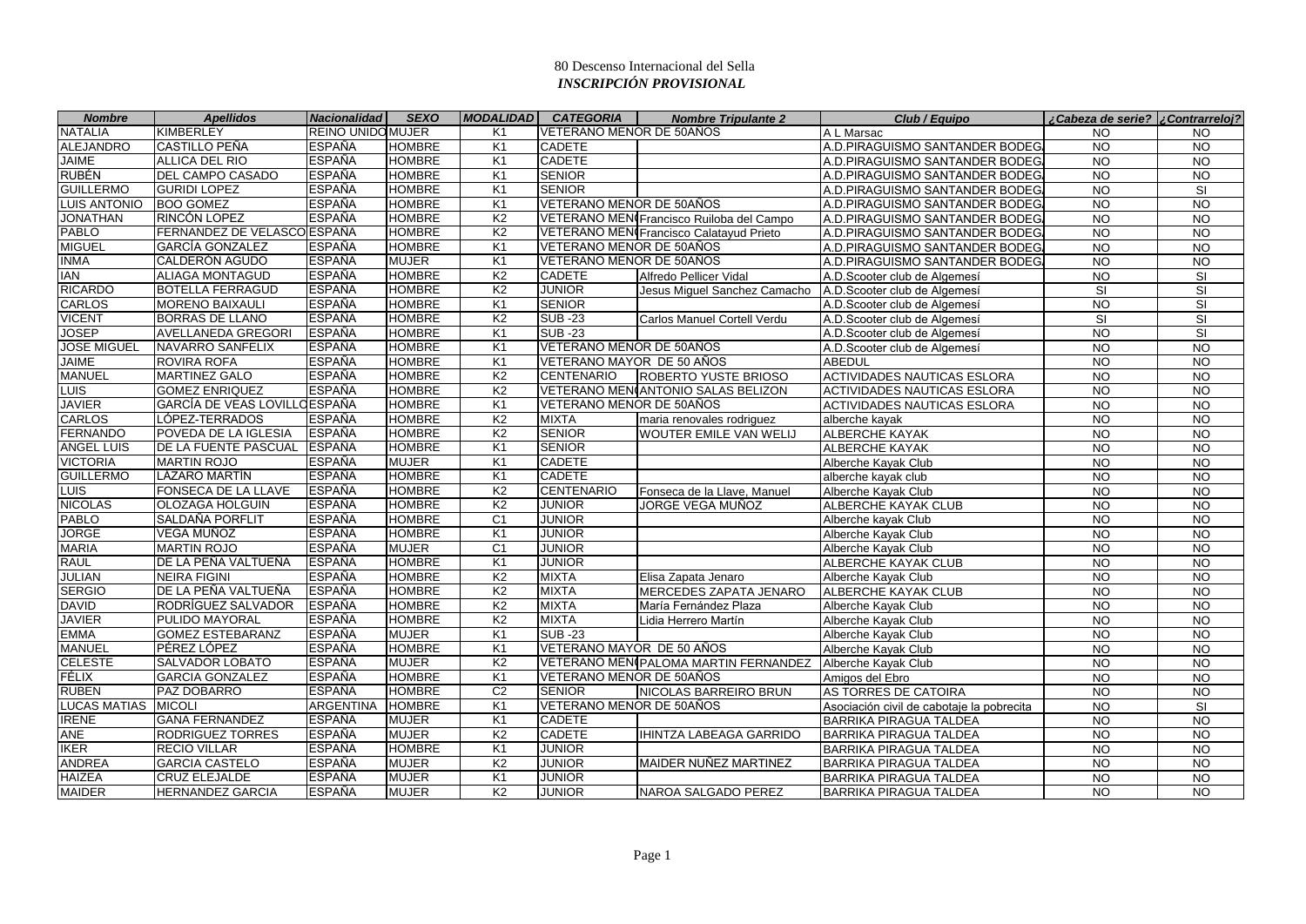80 Descenso Internacional del Sella

***INSCRIPCIÓN PROVISIONAL***

| *Nombre* | *Apellidos* | *Nacionalidad* | *SEXO* | *MODALIDAD* | *CATEGORIA* | *Nombre Tripulante 2* | *Club / Equipo* | *¿Cabeza de serie?* | *¿Contrarreloj?* |
|---|---|---|---|---|---|---|---|---|---|
| NATALIA | KIMBERLEY | REINO UNIDO | MUJER | K1 | VETERANO MENOR DE 50AÑOS | | A L Marsac | NO | NO |
| ALEJANDRO | CASTILLO PEÑA | ESPAÑA | HOMBRE | K1 | CADETE | | A.D.PIRAGUISMO SANTANDER BODEG | NO | NO |
| JAIME | ALLICA DEL RIO | ESPAÑA | HOMBRE | K1 | CADETE | | A.D.PIRAGUISMO SANTANDER BODEG | NO | NO |
| RUBÉN | DEL CAMPO CASADO | ESPAÑA | HOMBRE | K1 | SENIOR | | A.D.PIRAGUISMO SANTANDER BODEG | NO | NO |
| GUILLERMO | GURIDI LOPEZ | ESPAÑA | HOMBRE | K1 | SENIOR | | A.D.PIRAGUISMO SANTANDER BODEG | NO | SI |
| LUIS ANTONIO | BOO GOMEZ | ESPAÑA | HOMBRE | K1 | VETERANO MENOR DE 50AÑOS | | A.D.PIRAGUISMO SANTANDER BODEG | NO | NO |
| JONATHAN | RINCÓN LOPEZ | ESPAÑA | HOMBRE | K2 | VETERANO MEN | Francisco Ruiloba del Campo | A.D.PIRAGUISMO SANTANDER BODEG | NO | NO |
| PABLO | FERNANDEZ DE VELASCO | ESPAÑA | HOMBRE | K2 | VETERANO MEN | Francisco Calatayud Prieto | A.D.PIRAGUISMO SANTANDER BODEG | NO | NO |
| MIGUEL | GARCÍA GONZALEZ | ESPAÑA | HOMBRE | K1 | VETERANO MENOR DE 50AÑOS | | A.D.PIRAGUISMO SANTANDER BODEG | NO | NO |
| INMA | CALDERÓN AGUDO | ESPAÑA | MUJER | K1 | VETERANO MENOR DE 50AÑOS | | A.D.PIRAGUISMO SANTANDER BODEG | NO | NO |
| IAN | ALIAGA MONTAGUD | ESPAÑA | HOMBRE | K2 | CADETE | Alfredo Pellicer Vidal | A.D.Scooter club de Algemesí | NO | SI |
| RICARDO | BOTELLA FERRAGUD | ESPAÑA | HOMBRE | K2 | JUNIOR | Jesus Miguel Sanchez Camacho | A.D.Scooter club de Algemesí | SI | SI |
| CARLOS | MORENO BAIXAULI | ESPAÑA | HOMBRE | K1 | SENIOR | | A.D.Scooter club de Algemesí | NO | SI |
| VICENT | BORRAS DE LLANO | ESPAÑA | HOMBRE | K2 | SUB -23 | Carlos Manuel Cortell Verdu | A.D.Scooter club de Algemesí | SI | SI |
| JOSEP | AVELLANEDA GREGORI | ESPAÑA | HOMBRE | K1 | SUB -23 | | A.D.Scooter club de Algemesí | NO | SI |
| JOSE MIGUEL | NAVARRO SANFELIX | ESPAÑA | HOMBRE | K1 | VETERANO MENOR DE 50AÑOS | | A.D.Scooter club de Algemesí | NO | NO |
| JAIME | ROVIRA ROFA | ESPAÑA | HOMBRE | K1 | VETERANO MAYOR DE 50 AÑOS | | ABEDUL | NO | NO |
| MANUEL | MARTINEZ GALO | ESPAÑA | HOMBRE | K2 | CENTENARIO | ROBERTO YUSTE BRIOSO | ACTIVIDADES NAUTICAS ESLORA | NO | NO |
| LUIS | GOMEZ ENRIQUEZ | ESPAÑA | HOMBRE | K2 | VETERANO MEN | ANTONIO SALAS BELIZON | ACTIVIDADES NAUTICAS ESLORA | NO | NO |
| JAVIER | GARCÍA DE VEAS LOVILLO | ESPAÑA | HOMBRE | K1 | VETERANO MENOR DE 50AÑOS | | ACTIVIDADES NAUTICAS ESLORA | NO | NO |
| CARLOS | LÓPEZ-TERRADOS | ESPAÑA | HOMBRE | K2 | MIXTA | maria renovales rodriguez | alberche kayak | NO | NO |
| FERNANDO | POVEDA DE LA IGLESIA | ESPAÑA | HOMBRE | K2 | SENIOR | WOUTER EMILE VAN WELIJ | ALBERCHE KAYAK | NO | NO |
| ANGEL LUIS | DE LA FUENTE PASCUAL | ESPAÑA | HOMBRE | K1 | SENIOR | | ALBERCHE KAYAK | NO | NO |
| VICTORIA | MARTIN ROJO | ESPAÑA | MUJER | K1 | CADETE | | Alberche Kayak Club | NO | NO |
| GUILLERMO | LÁZARO MARTÍN | ESPAÑA | HOMBRE | K1 | CADETE | | alberche kayak club | NO | NO |
| LUIS | FONSECA DE LA LLAVE | ESPAÑA | HOMBRE | K2 | CENTENARIO | Fonseca de la Llave, Manuel | Alberche Kayak Club | NO | NO |
| NICOLAS | OLOZAGA HOLGUIN | ESPAÑA | HOMBRE | K2 | JUNIOR | JORGE VEGA MUÑOZ | ALBERCHE KAYAK CLUB | NO | NO |
| PABLO | SALDAÑA PORFLIT | ESPAÑA | HOMBRE | C1 | JUNIOR | | Alberche kayak Club | NO | NO |
| JORGE | VEGA MUÑOZ | ESPAÑA | HOMBRE | K1 | JUNIOR | | Alberche Kayak Club | NO | NO |
| MARIA | MARTIN ROJO | ESPAÑA | MUJER | C1 | JUNIOR | | Alberche Kayak Club | NO | NO |
| RAUL | DE LA PEÑA VALTUEÑA | ESPAÑA | HOMBRE | K1 | JUNIOR | | ALBERCHE KAYAK CLUB | NO | NO |
| JULIAN | NEIRA FIGINI | ESPAÑA | HOMBRE | K2 | MIXTA | Elisa Zapata Jenaro | Alberche Kayak Club | NO | NO |
| SERGIO | DE LA PEÑA VALTUEÑA | ESPAÑA | HOMBRE | K2 | MIXTA | MERCEDES ZAPATA JENARO | ALBERCHE KAYAK CLUB | NO | NO |
| DAVID | RODRÍGUEZ SALVADOR | ESPAÑA | HOMBRE | K2 | MIXTA | María Fernández Plaza | Alberche Kayak Club | NO | NO |
| JAVIER | PULIDO MAYORAL | ESPAÑA | HOMBRE | K2 | MIXTA | Lidia Herrero Martín | Alberche Kayak Club | NO | NO |
| EMMA | GOMEZ ESTEBARANZ | ESPAÑA | MUJER | K1 | SUB -23 | | Alberche Kayak Club | NO | NO |
| MANUEL | PÉREZ LÓPEZ | ESPAÑA | HOMBRE | K1 | VETERANO MAYOR DE 50 AÑOS | | Alberche Kayak Club | NO | NO |
| CELESTE | SALVADOR LOBATO | ESPAÑA | MUJER | K2 | VETERANO MEN | PALOMA MARTIN FERNANDEZ | Alberche Kayak Club | NO | NO |
| FÉLIX | GARCIA GONZALEZ | ESPAÑA | HOMBRE | K1 | VETERANO MENOR DE 50AÑOS | | Amigos del Ebro | NO | NO |
| RUBEN | PAZ DOBARRO | ESPAÑA | HOMBRE | C2 | SENIOR | NICOLAS BARREIRO BRUN | AS TORRES DE CATOIRA | NO | NO |
| LUCAS MATIAS | MICOLI | ARGENTINA | HOMBRE | K1 | VETERANO MENOR DE 50AÑOS | | Asociación civil de cabotaje la pobrecita | NO | SI |
| IRENE | GANA FERNANDEZ | ESPAÑA | MUJER | K1 | CADETE | | BARRIKA PIRAGUA TALDEA | NO | NO |
| ANE | RODRIGUEZ TORRES | ESPAÑA | MUJER | K2 | CADETE | IHINTZA LABEAGA GARRIDO | BARRIKA PIRAGUA TALDEA | NO | NO |
| IKER | RECIO VILLAR | ESPAÑA | HOMBRE | K1 | JUNIOR | | BARRIKA PIRAGUA TALDEA | NO | NO |
| ANDREA | GARCIA CASTELO | ESPAÑA | MUJER | K2 | JUNIOR | MAIDER NUÑEZ MARTINEZ | BARRIKA PIRAGUA TALDEA | NO | NO |
| HAIZEA | CRUZ ELEJALDE | ESPAÑA | MUJER | K1 | JUNIOR | | BARRIKA PIRAGUA TALDEA | NO | NO |
| MAIDER | HERNANDEZ GARCIA | ESPAÑA | MUJER | K2 | JUNIOR | NAROA SALGADO PEREZ | BARRIKA PIRAGUA TALDEA | NO | NO |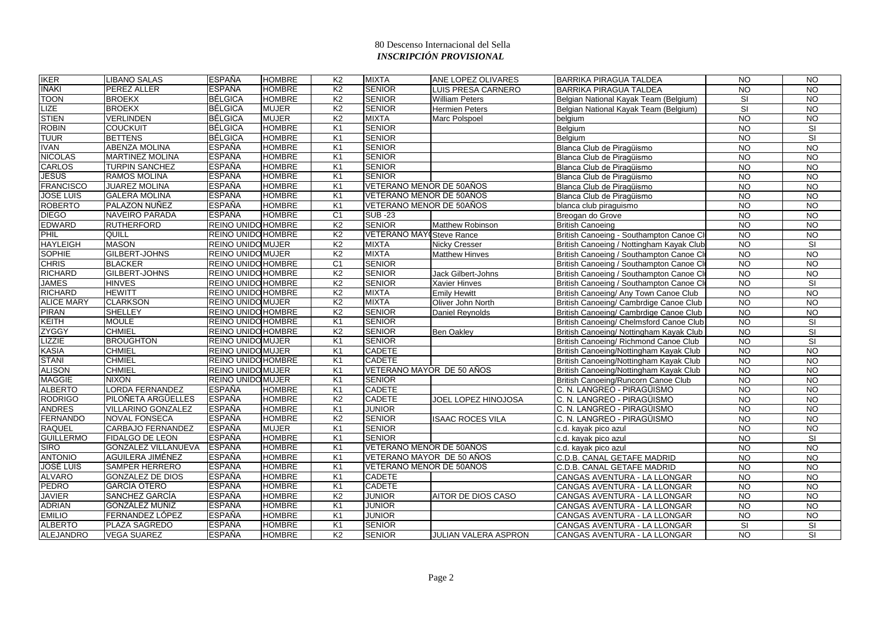80 Descenso Internacional del Sella
***INSCRIPCIÓN PROVISIONAL***

| | | | | | | | | | |
|---|---|---|---|---|---|---|---|---|---|
| IKER | LIBANO SALAS | ESPAÑA | HOMBRE | K2 | MIXTA | ANE LOPEZ OLIVARES | BARRIKA PIRAGUA TALDEA | NO | NO |
| IÑAKI | PEREZ ALLER | ESPAÑA | HOMBRE | K2 | SENIOR | LUIS PRESA CARNERO | BARRIKA PIRAGUA TALDEA | NO | NO |
| TOON | BROEKX | BÉLGICA | HOMBRE | K2 | SENIOR | William Peters | Belgian National Kayak Team (Belgium) | SI | NO |
| LIZE | BROEKX | BÉLGICA | MUJER | K2 | SENIOR | Hermien Peters | Belgian National Kayak Team (Belgium) | SI | NO |
| STIEN | VERLINDEN | BÉLGICA | MUJER | K2 | MIXTA | Marc Polspoel | belgium | NO | NO |
| ROBIN | COUCKUIT | BÉLGICA | HOMBRE | K1 | SENIOR | | Belgium | NO | SI |
| TUUR | BETTENS | BÉLGICA | HOMBRE | K1 | SENIOR | | Belgium | NO | SI |
| IVAN | ABENZA MOLINA | ESPAÑA | HOMBRE | K1 | SENIOR | | Blanca Club de Piragüismo | NO | NO |
| NICOLAS | MARTINEZ MOLINA | ESPAÑA | HOMBRE | K1 | SENIOR | | Blanca Club de Piragüismo | NO | NO |
| CARLOS | TURPIN SANCHEZ | ESPAÑA | HOMBRE | K1 | SENIOR | | Blanca Club de Piragüismo | NO | NO |
| JESUS | RAMOS MOLINA | ESPAÑA | HOMBRE | K1 | SENIOR | | Blanca Club de Piragüismo | NO | NO |
| FRANCISCO | JUAREZ MOLINA | ESPAÑA | HOMBRE | K1 | VETERANO MENOR DE 50AÑOS | | Blanca Club de Piragüismo | NO | NO |
| JOSE LUIS | GALERA MOLINA | ESPAÑA | HOMBRE | K1 | VETERANO MENOR DE 50AÑOS | | Blanca Club de Piragüismo | NO | NO |
| ROBERTO | PALAZON NUÑEZ | ESPAÑA | HOMBRE | K1 | VETERANO MENOR DE 50AÑOS | | blanca club piraguismo | NO | NO |
| DIEGO | NAVEIRO PARADA | ESPAÑA | HOMBRE | C1 | SUB -23 | | Breogan do Grove | NO | NO |
| EDWARD | RUTHERFORD | REINO UNIDO | HOMBRE | K2 | SENIOR | Matthew Robinson | British Canoeing | NO | NO |
| PHIL | QUILL | REINO UNIDO | HOMBRE | K2 | VETERANO MAYO | Steve Rance | British Canoeing - Southampton Canoe Cl | NO | NO |
| HAYLEIGH | MASON | REINO UNIDO | MUJER | K2 | MIXTA | Nicky Cresser | British Canoeing / Nottingham Kayak Club | NO | SI |
| SOPHIE | GILBERT-JOHNS | REINO UNIDO | MUJER | K2 | MIXTA | Matthew Hinves | British Canoeing / Southampton Canoe Cl | NO | NO |
| CHRIS | BLACKER | REINO UNIDO | HOMBRE | C1 | SENIOR | | British Canoeing / Southampton Canoe Cl | NO | NO |
| RICHARD | GILBERT-JOHNS | REINO UNIDO | HOMBRE | K2 | SENIOR | Jack Gilbert-Johns | British Canoeing / Southampton Canoe Cl | NO | NO |
| JAMES | HINVES | REINO UNIDO | HOMBRE | K2 | SENIOR | Xavier Hinves | British Canoeing / Southampton Canoe Cl | NO | SI |
| RICHARD | HEWITT | REINO UNIDO | HOMBRE | K2 | MIXTA | Emily Hewitt | British Canoeing/ Any Town Canoe Club | NO | NO |
| ALICE MARY | CLARKSON | REINO UNIDO | MUJER | K2 | MIXTA | Oliver John North | British Canoeing/ Cambrdige Canoe Club | NO | NO |
| PIRAN | SHELLEY | REINO UNIDO | HOMBRE | K2 | SENIOR | Daniel Reynolds | British Canoeing/ Cambrdige Canoe Club | NO | NO |
| KEITH | MOULE | REINO UNIDO | HOMBRE | K1 | SENIOR | | British Canoeing/ Chelmsford Canoe Club | NO | SI |
| ZYGGY | CHMIEL | REINO UNIDO | HOMBRE | K2 | SENIOR | Ben Oakley | British Canoeing/ Nottingham Kayak Club | NO | SI |
| LIZZIE | BROUGHTON | REINO UNIDO | MUJER | K1 | SENIOR | | British Canoeing/ Richmond Canoe Club | NO | SI |
| KASIA | CHMIEL | REINO UNIDO | MUJER | K1 | CADETE | | British Canoeing/Nottingham Kayak Club | NO | NO |
| STANI | CHMIEL | REINO UNIDO | HOMBRE | K1 | CADETE | | British Canoeing/Nottingham Kayak Club | NO | NO |
| ALISON | CHMIEL | REINO UNIDO | MUJER | K1 | VETERANO MAYOR DE 50 AÑOS | | British Canoeing/Nottingham Kayak Club | NO | NO |
| MAGGIE | NIXON | REINO UNIDO | MUJER | K1 | SENIOR | | British Canoeing/Runcorn Canoe Club | NO | NO |
| ALBERTO | LORDA FERNANDEZ | ESPAÑA | HOMBRE | K1 | CADETE | | C. N. LANGREO - PIRAGÜISMO | NO | NO |
| RODRIGO | PILOÑETA ARGÜELLES | ESPAÑA | HOMBRE | K2 | CADETE | JOEL LOPEZ HINOJOSA | C. N. LANGREO - PIRAGÜISMO | NO | NO |
| ANDRES | VILLARINO GONZALEZ | ESPAÑA | HOMBRE | K1 | JUNIOR | | C. N. LANGREO - PIRAGÜISMO | NO | NO |
| FERNANDO | NOVAL FONSECA | ESPAÑA | HOMBRE | K2 | SENIOR | ISAAC ROCES VILA | C. N. LANGREO - PIRAGÜISMO | NO | NO |
| RAQUEL | CARBAJO FERNANDEZ | ESPAÑA | MUJER | K1 | SENIOR | | c.d. kayak pico azul | NO | NO |
| GUILLERMO | FIDALGO DE LEON | ESPAÑA | HOMBRE | K1 | SENIOR | | c.d. kayak pico azul | NO | SI |
| SIRO | GONZALEZ VILLANUEVA | ESPAÑA | HOMBRE | K1 | VETERANO MENOR DE 50AÑOS | | c.d. kayak pico azul | NO | NO |
| ANTONIO | AGUILERA JIMÉNEZ | ESPAÑA | HOMBRE | K1 | VETERANO MAYOR DE 50 AÑOS | | C.D.B. CANAL GETAFE MADRID | NO | NO |
| JOSÉ LUIS | SAMPER HERRERO | ESPAÑA | HOMBRE | K1 | VETERANO MENOR DE 50AÑOS | | C.D.B. CANAL GETAFE MADRID | NO | NO |
| ALVARO | GONZALEZ DE DIOS | ESPAÑA | HOMBRE | K1 | CADETE | | CANGAS AVENTURA - LA LLONGAR | NO | NO |
| PEDRO | GARCÍA OTERO | ESPAÑA | HOMBRE | K1 | CADETE | | CANGAS AVENTURA - LA LLONGAR | NO | NO |
| JAVIER | SANCHEZ GARCÍA | ESPAÑA | HOMBRE | K2 | JUNIOR | AITOR DE DIOS CASO | CANGAS AVENTURA - LA LLONGAR | NO | NO |
| ADRIAN | GONZALEZ MUÑIZ | ESPAÑA | HOMBRE | K1 | JUNIOR | | CANGAS AVENTURA - LA LLONGAR | NO | NO |
| EMILIO | FERNANDEZ LÓPEZ | ESPAÑA | HOMBRE | K1 | JUNIOR | | CANGAS AVENTURA - LA LLONGAR | NO | NO |
| ALBERTO | PLAZA SAGREDO | ESPAÑA | HOMBRE | K1 | SENIOR | | CANGAS AVENTURA - LA LLONGAR | SI | SI |
| ALEJANDRO | VEGA SUAREZ | ESPAÑA | HOMBRE | K2 | SENIOR | JULIAN VALERA ASPRON | CANGAS AVENTURA - LA LLONGAR | NO | SI |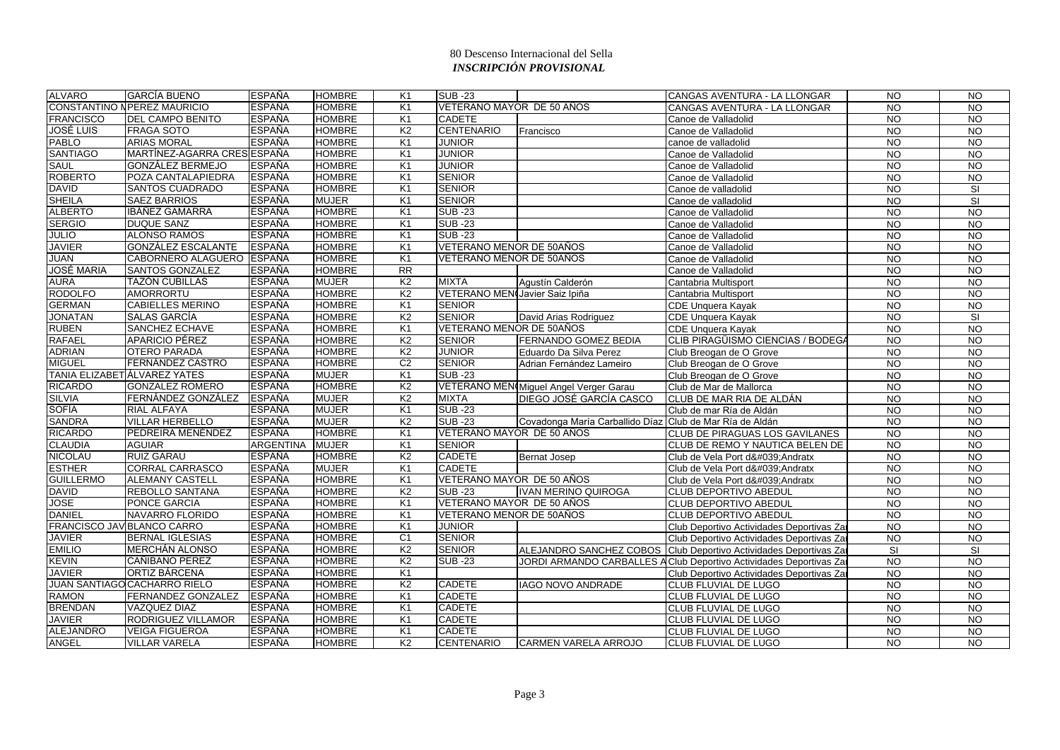80 Descenso Internacional del Sella

***INSCRIPCIÓN PROVISIONAL***

| | | | | | | | | | |
|---|---|---|---|---|---|---|---|---|---|
| ALVARO | GARCÍA BUENO | ESPAÑA | HOMBRE | K1 | SUB -23 | | CANGAS AVENTURA - LA LLONGAR | NO | NO |
| CONSTANTINO M | PEREZ MAURICIO | ESPAÑA | HOMBRE | K1 | VETERANO MAYOR DE 50 AÑOS | | CANGAS AVENTURA - LA LLONGAR | NO | NO |
| FRANCISCO | DEL CAMPO BENITO | ESPAÑA | HOMBRE | K1 | CADETE | | Canoe de Valladolid | NO | NO |
| JOSÉ LUIS | FRAGA SOTO | ESPAÑA | HOMBRE | K2 | CENTENARIO | Francisco | Canoe de Valladolid | NO | NO |
| PABLO | ARIAS MORAL | ESPAÑA | HOMBRE | K1 | JUNIOR | | canoe de valladolid | NO | NO |
| SANTIAGO | MARTÍNEZ-AGARRA CRES | ESPAÑA | HOMBRE | K1 | JUNIOR | | Canoe de Valladolid | NO | NO |
| SAUL | GONZÁLEZ BERMEJO | ESPAÑA | HOMBRE | K1 | JUNIOR | | Canoe de Valladolid | NO | NO |
| ROBERTO | POZA CANTALAPIEDRA | ESPAÑA | HOMBRE | K1 | SENIOR | | Canoe de Valladolid | NO | NO |
| DAVID | SANTOS CUADRADO | ESPAÑA | HOMBRE | K1 | SENIOR | | Canoe de valladolid | NO | SI |
| SHEILA | SAEZ BARRIOS | ESPAÑA | MUJER | K1 | SENIOR | | Canoe de valladolid | NO | SI |
| ALBERTO | IBAÑEZ GAMARRA | ESPAÑA | HOMBRE | K1 | SUB -23 | | Canoe de Valladolid | NO | NO |
| SERGIO | DUQUE SANZ | ESPAÑA | HOMBRE | K1 | SUB -23 | | Canoe de Valladolid | NO | NO |
| JULIO | ALONSO RAMOS | ESPAÑA | HOMBRE | K1 | SUB -23 | | Canoe de Valladolid | NO | NO |
| JAVIER | GONZÁLEZ ESCALANTE | ESPAÑA | HOMBRE | K1 | VETERANO MENOR DE 50AÑOS | | Canoe de Valladolid | NO | NO |
| JUAN | CABORNERO ALAGUERO | ESPAÑA | HOMBRE | K1 | VETERANO MENOR DE 50AÑOS | | Canoe de Valladolid | NO | NO |
| JOSÉ MARIA | SANTOS GONZALEZ | ESPAÑA | HOMBRE | RR | | | Canoe de Valladolid | NO | NO |
| AURA | TAZÓN CUBILLAS | ESPAÑA | MUJER | K2 | MIXTA | Agustín Calderón | Cantabria Multisport | NO | NO |
| RODOLFO | AMORRORTU | ESPAÑA | HOMBRE | K2 | VETERANO MEN( | Javier Saiz Ipiña | Cantabria Multisport | NO | NO |
| GERMAN | CABIELLES MERINO | ESPAÑA | HOMBRE | K1 | SENIOR | | CDE Unquera Kayak | NO | NO |
| JONATAN | SALAS GARCÍA | ESPAÑA | HOMBRE | K2 | SENIOR | David Arias Rodriguez | CDE Unquera Kayak | NO | SI |
| RUBEN | SANCHEZ ECHAVE | ESPAÑA | HOMBRE | K1 | VETERANO MENOR DE 50AÑOS | | CDE Unquera Kayak | NO | NO |
| RAFAEL | APARICIO PÉREZ | ESPAÑA | HOMBRE | K2 | SENIOR | FERNANDO GOMEZ BEDIA | CLIB PIRAGÜISMO CIENCIAS / BODEGA | NO | NO |
| ADRIAN | OTERO PARADA | ESPAÑA | HOMBRE | K2 | JUNIOR | Eduardo Da Silva Perez | Club Breogan de O Grove | NO | NO |
| MIGUEL | FERNÁNDEZ CASTRO | ESPAÑA | HOMBRE | C2 | SENIOR | Adrian Fernández Lameiro | Club Breogan de O Grove | NO | NO |
| TANIA ELIZABET | ÁLVAREZ YATES | ESPAÑA | MUJER | K1 | SUB -23 | | Club Breogan de O Grove | NO | NO |
| RICARDO | GONZALEZ ROMERO | ESPAÑA | HOMBRE | K2 | VETERANO MEN( | Miguel Angel Verger Garau | Club de Mar de Mallorca | NO | NO |
| SILVIA | FERNÁNDEZ GONZÁLEZ | ESPAÑA | MUJER | K2 | MIXTA | DIEGO JOSÉ GARCÍA CASCO | CLUB DE MAR RIA DE ALDÁN | NO | NO |
| SOFÍA | RIAL ALFAYA | ESPAÑA | MUJER | K1 | SUB -23 | | Club de mar Ría de Aldán | NO | NO |
| SANDRA | VILLAR HERBELLO | ESPAÑA | MUJER | K2 | SUB -23 | Covadonga María Carballido Díaz | Club de Mar Ría de Aldán | NO | NO |
| RICARDO | PEDREIRA MENÉNDEZ | ESPAÑA | HOMBRE | K1 | VETERANO MAYOR DE 50 AÑOS | | CLUB DE PIRAGUAS LOS GAVILANES | NO | NO |
| CLAUDIA | AGUIAR | ARGENTINA | MUJER | K1 | SENIOR | | CLUB DE REMO Y NAUTICA BELEN DE | NO | NO |
| NICOLAU | RUIZ GARAU | ESPAÑA | HOMBRE | K2 | CADETE | Bernat Josep | Club de Vela Port d&#039;Andratx | NO | NO |
| ESTHER | CORRAL CARRASCO | ESPAÑA | MUJER | K1 | CADETE | | Club de Vela Port d&#039;Andratx | NO | NO |
| GUILLERMO | ALEMANY CASTELL | ESPAÑA | HOMBRE | K1 | VETERANO MAYOR DE 50 AÑOS | | Club de Vela Port d&#039;Andratx | NO | NO |
| DAVID | REBOLLO SANTANA | ESPAÑA | HOMBRE | K2 | SUB -23 | IVAN MERINO QUIROGA | CLUB DEPORTIVO ABEDUL | NO | NO |
| JOSE | PONCE GARCIA | ESPAÑA | HOMBRE | K1 | VETERANO MAYOR DE 50 AÑOS | | CLUB DEPORTIVO ABEDUL | NO | NO |
| DANIEL | NAVARRO FLORIDO | ESPAÑA | HOMBRE | K1 | VETERANO MENOR DE 50AÑOS | | CLUB DEPORTIVO ABEDUL | NO | NO |
| FRANCISCO JAV | BLANCO CARRO | ESPAÑA | HOMBRE | K1 | JUNIOR | | Club Deportivo Actividades Deportivas Za | NO | NO |
| JAVIER | BERNAL IGLESIAS | ESPAÑA | HOMBRE | C1 | SENIOR | | Club Deportivo Actividades Deportivas Za | NO | NO |
| EMILIO | MERCHÁN ALONSO | ESPAÑA | HOMBRE | K2 | SENIOR | ALEJANDRO SANCHEZ COBOS | Club Deportivo Actividades Deportivas Za | SI | SI |
| KEVIN | CAÑIBANO PEREZ | ESPAÑA | HOMBRE | K2 | SUB -23 | JORDI ARMANDO CARBALLES A | Club Deportivo Actividades Deportivas Za | NO | NO |
| JAVIER | ORTIZ BÁRCENA | ESPAÑA | HOMBRE | K1 | | | Club Deportivo Actividades Deportivas Za | NO | NO |
| JUAN SANTIAGO | CACHARRO RIELO | ESPAÑA | HOMBRE | K2 | CADETE | IAGO NOVO ANDRADE | CLUB FLUVIAL DE LUGO | NO | NO |
| RAMON | FERNANDEZ GONZALEZ | ESPAÑA | HOMBRE | K1 | CADETE | | CLUB FLUVIAL DE LUGO | NO | NO |
| BRENDAN | VAZQUEZ DIAZ | ESPAÑA | HOMBRE | K1 | CADETE | | CLUB FLUVIAL DE LUGO | NO | NO |
| JAVIER | RODRIGUEZ VILLAMOR | ESPAÑA | HOMBRE | K1 | CADETE | | CLUB FLUVIAL DE LUGO | NO | NO |
| ALEJANDRO | VEIGA FIGUEROA | ESPAÑA | HOMBRE | K1 | CADETE | | CLUB FLUVIAL DE LUGO | NO | NO |
| ANGEL | VILLAR VARELA | ESPAÑA | HOMBRE | K2 | CENTENARIO | CARMEN VARELA ARROJO | CLUB FLUVIAL DE LUGO | NO | NO |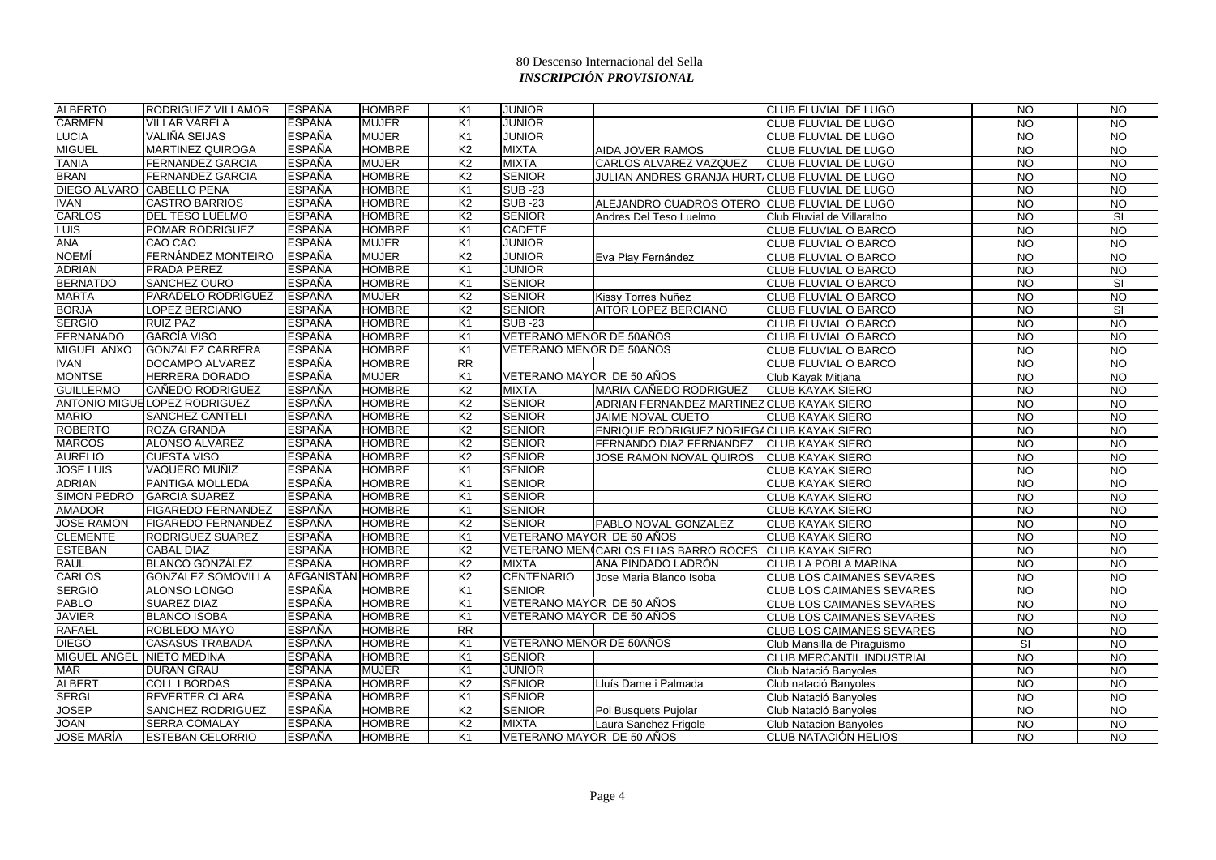80 Descenso Internacional del Sella
*INSCRIPCIÓN PROVISIONAL*

| | | | | | | | | | |
|---|---|---|---|---|---|---|---|---|---|
| ALBERTO | RODRIGUEZ VILLAMOR | ESPAÑA | HOMBRE | K1 | JUNIOR | | CLUB FLUVIAL DE LUGO | NO | NO |
| CARMEN | VILLAR VARELA | ESPAÑA | MUJER | K1 | JUNIOR | | CLUB FLUVIAL DE LUGO | NO | NO |
| LUCIA | VALIÑA SEIJAS | ESPAÑA | MUJER | K1 | JUNIOR | | CLUB FLUVIAL DE LUGO | NO | NO |
| MIGUEL | MARTINEZ QUIROGA | ESPAÑA | HOMBRE | K2 | MIXTA | AIDA JOVER RAMOS | CLUB FLUVIAL DE LUGO | NO | NO |
| TANIA | FERNANDEZ GARCIA | ESPAÑA | MUJER | K2 | MIXTA | CARLOS ALVAREZ VAZQUEZ | CLUB FLUVIAL DE LUGO | NO | NO |
| BRAN | FERNANDEZ GARCIA | ESPAÑA | HOMBRE | K2 | SENIOR | JULIAN ANDRES GRANJA HURT | CLUB FLUVIAL DE LUGO | NO | NO |
| DIEGO ALVARO | CABELLO PENA | ESPAÑA | HOMBRE | K1 | SUB -23 | | CLUB FLUVIAL DE LUGO | NO | NO |
| IVAN | CASTRO BARRIOS | ESPAÑA | HOMBRE | K2 | SUB -23 | ALEJANDRO CUADROS OTERO | CLUB FLUVIAL DE LUGO | NO | NO |
| CARLOS | DEL TESO LUELMO | ESPAÑA | HOMBRE | K2 | SENIOR | Andres Del Teso Luelmo | Club Fluvial de Villaralbo | NO | SI |
| LUIS | POMAR RODRIGUEZ | ESPAÑA | HOMBRE | K1 | CADETE | | CLUB FLUVIAL O BARCO | NO | NO |
| ANA | CAO CAO | ESPAÑA | MUJER | K1 | JUNIOR | | CLUB FLUVIAL O BARCO | NO | NO |
| NOEMÍ | FERNÁNDEZ MONTEIRO | ESPAÑA | MUJER | K2 | JUNIOR | Eva Piay Fernández | CLUB FLUVIAL O BARCO | NO | NO |
| ADRIAN | PRADA PEREZ | ESPAÑA | HOMBRE | K1 | JUNIOR | | CLUB FLUVIAL O BARCO | NO | NO |
| BERNATDO | SANCHEZ OURO | ESPAÑA | HOMBRE | K1 | SENIOR | | CLUB FLUVIAL O BARCO | NO | SI |
| MARTA | PARADELO RODRIGUEZ | ESPAÑA | MUJER | K2 | SENIOR | Kissy Torres Nuñez | CLUB FLUVIAL O BARCO | NO | NO |
| BORJA | LOPEZ BERCIANO | ESPAÑA | HOMBRE | K2 | SENIOR | AITOR LOPEZ BERCIANO | CLUB FLUVIAL O BARCO | NO | SI |
| SERGIO | RUIZ PAZ | ESPAÑA | HOMBRE | K1 | SUB -23 | | CLUB FLUVIAL O BARCO | NO | NO |
| FERNANADO | GARCÍA VISO | ESPAÑA | HOMBRE | K1 | VETERANO MENOR DE 50AÑOS | | CLUB FLUVIAL O BARCO | NO | NO |
| MIGUEL ANXO | GONZALEZ CARRERA | ESPAÑA | HOMBRE | K1 | VETERANO MENOR DE 50AÑOS | | CLUB FLUVIAL O BARCO | NO | NO |
| IVAN | DOCAMPO ALVAREZ | ESPAÑA | HOMBRE | RR | | | CLUB FLUVIAL O BARCO | NO | NO |
| MONTSE | HERRERA DORADO | ESPAÑA | MUJER | K1 | VETERANO MAYOR DE 50 AÑOS | | Club Kayak Mitjana | NO | NO |
| GUILLERMO | CAÑEDO RODRIGUEZ | ESPAÑA | HOMBRE | K2 | MIXTA | MARIA CAÑEDO RODRIGUEZ | CLUB KAYAK SIERO | NO | NO |
| ANTONIO MIGUE | LOPEZ RODRIGUEZ | ESPAÑA | HOMBRE | K2 | SENIOR | ADRIAN FERNANDEZ MARTINEZ | CLUB KAYAK SIERO | NO | NO |
| MARIO | SANCHEZ CANTELI | ESPAÑA | HOMBRE | K2 | SENIOR | JAIME NOVAL CUETO | CLUB KAYAK SIERO | NO | NO |
| ROBERTO | ROZA GRANDA | ESPAÑA | HOMBRE | K2 | SENIOR | ENRIQUE RODRIGUEZ NORIEGA | CLUB KAYAK SIERO | NO | NO |
| MARCOS | ALONSO ALVAREZ | ESPAÑA | HOMBRE | K2 | SENIOR | FERNANDO DIAZ FERNANDEZ | CLUB KAYAK SIERO | NO | NO |
| AURELIO | CUESTA VISO | ESPAÑA | HOMBRE | K2 | SENIOR | JOSE RAMON NOVAL QUIROS | CLUB KAYAK SIERO | NO | NO |
| JOSE LUIS | VAQUERO MUÑIZ | ESPAÑA | HOMBRE | K1 | SENIOR | | CLUB KAYAK SIERO | NO | NO |
| ADRIAN | PANTIGA MOLLEDA | ESPAÑA | HOMBRE | K1 | SENIOR | | CLUB KAYAK SIERO | NO | NO |
| SIMON PEDRO | GARCIA SUAREZ | ESPAÑA | HOMBRE | K1 | SENIOR | | CLUB KAYAK SIERO | NO | NO |
| AMADOR | FIGAREDO FERNANDEZ | ESPAÑA | HOMBRE | K1 | SENIOR | | CLUB KAYAK SIERO | NO | NO |
| JOSE RAMON | FIGAREDO FERNANDEZ | ESPAÑA | HOMBRE | K2 | SENIOR | PABLO NOVAL GONZALEZ | CLUB KAYAK SIERO | NO | NO |
| CLEMENTE | RODRIGUEZ SUAREZ | ESPAÑA | HOMBRE | K1 | VETERANO MAYOR DE 50 AÑOS | | CLUB KAYAK SIERO | NO | NO |
| ESTEBAN | CABAL DIAZ | ESPAÑA | HOMBRE | K2 | VETERANO MEN | CARLOS ELIAS BARRO ROCES | CLUB KAYAK SIERO | NO | NO |
| RAÚL | BLANCO GONZÁLEZ | ESPAÑA | HOMBRE | K2 | MIXTA | ANA PINDADO LADRÓN | CLUB LA POBLA MARINA | NO | NO |
| CARLOS | GONZALEZ SOMOVILLA | AFGANISTÁN | HOMBRE | K2 | CENTENARIO | Jose Maria Blanco Isoba | CLUB LOS CAIMANES SEVARES | NO | NO |
| SERGIO | ALONSO LONGO | ESPAÑA | HOMBRE | K1 | SENIOR | | CLUB LOS CAIMANES SEVARES | NO | NO |
| PABLO | SUAREZ DIAZ | ESPAÑA | HOMBRE | K1 | VETERANO MAYOR DE 50 AÑOS | | CLUB LOS CAIMANES SEVARES | NO | NO |
| JAVIER | BLANCO ISOBA | ESPAÑA | HOMBRE | K1 | VETERANO MAYOR DE 50 AÑOS | | CLUB LOS CAIMANES SEVARES | NO | NO |
| RAFAEL | ROBLEDO MAYO | ESPAÑA | HOMBRE | RR | | | CLUB LOS CAIMANES SEVARES | NO | NO |
| DIEGO | CASASUS TRABADA | ESPAÑA | HOMBRE | K1 | VETERANO MENOR DE 50AÑOS | | Club Mansilla de Piraguismo | SI | NO |
| MIGUEL ANGEL | NIETO MEDINA | ESPAÑA | HOMBRE | K1 | SENIOR | | CLUB MERCANTIL INDUSTRIAL | NO | NO |
| MAR | DURAN GRAU | ESPAÑA | MUJER | K1 | JUNIOR | | Club Natació Banyoles | NO | NO |
| ALBERT | COLL I BORDAS | ESPAÑA | HOMBRE | K2 | SENIOR | Lluís Darne i Palmada | Club natació Banyoles | NO | NO |
| SERGI | REVERTER CLARA | ESPAÑA | HOMBRE | K1 | SENIOR | | Club Natació Banyoles | NO | NO |
| JOSEP | SANCHEZ RODRIGUEZ | ESPAÑA | HOMBRE | K2 | SENIOR | Pol Busquets Pujolar | Club Natació Banyoles | NO | NO |
| JOAN | SERRA COMALAY | ESPAÑA | HOMBRE | K2 | MIXTA | Laura Sanchez Frigole | Club Natacion Banyoles | NO | NO |
| JOSE MARÍA | ESTEBAN CELORRIO | ESPAÑA | HOMBRE | K1 | VETERANO MAYOR DE 50 AÑOS | | CLUB NATACIÓN HELIOS | NO | NO |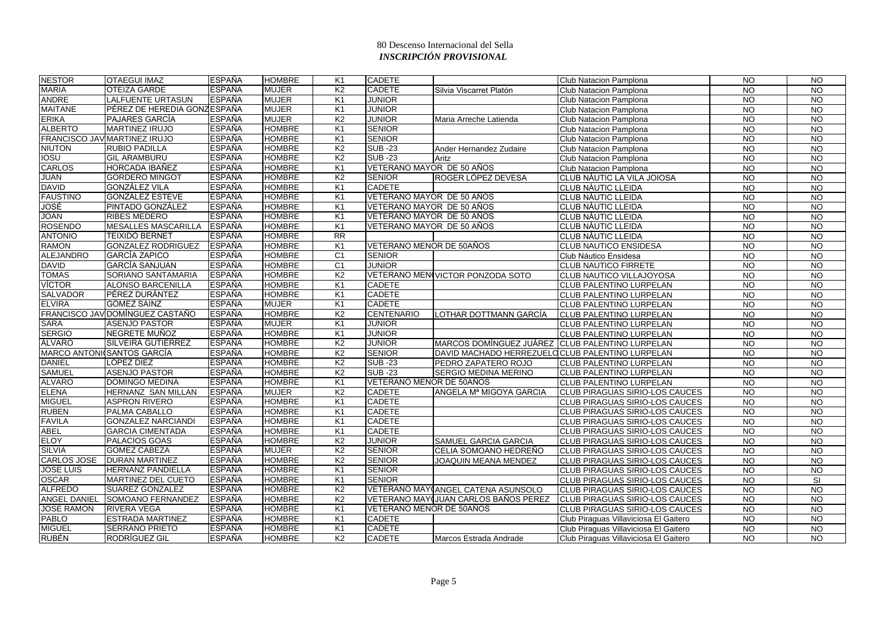80 Descenso Internacional del Sella
***INSCRIPCIÓN PROVISIONAL***

| | | | | | | | | | |
|---|---|---|---|---|---|---|---|---|---|
| NESTOR | OTAEGUI IMAZ | ESPAÑA | HOMBRE | K1 | CADETE | | Club Natacion Pamplona | NO | NO |
| MARIA | OTEIZA GARDE | ESPAÑA | MUJER | K2 | CADETE | Silvia Viscarret Platón | Club Natacion Pamplona | NO | NO |
| ANDRE | LALFUENTE URTASUN | ESPAÑA | MUJER | K1 | JUNIOR | | Club Natacion Pamplona | NO | NO |
| MAITANE | PÉREZ DE HEREDIA GONZ | ESPAÑA | MUJER | K1 | JUNIOR | | Club Natacion Pamplona | NO | NO |
| ERIKA | PAJARES GARCÍA | ESPAÑA | MUJER | K2 | JUNIOR | Maria Arreche Latienda | Club Natacion Pamplona | NO | NO |
| ALBERTO | MARTINEZ IRUJO | ESPAÑA | HOMBRE | K1 | SENIOR | | Club Natacion Pamplona | NO | NO |
| FRANCISCO JAV | MARTINEZ IRUJO | ESPAÑA | HOMBRE | K1 | SENIOR | | Club Natacion Pamplona | NO | NO |
| NIUTON | RUBIO PADILLA | ESPAÑA | HOMBRE | K2 | SUB -23 | Ander Hernandez Zudaire | Club Natacion Pamplona | NO | NO |
| IOSU | GIL ARAMBURU | ESPAÑA | HOMBRE | K2 | SUB -23 | Aritz | Club Natacion Pamplona | NO | NO |
| CARLOS | HORCADA IBAÑEZ | ESPAÑA | HOMBRE | K1 | VETERANO MAYOR DE 50 AÑOS | | Club Natacion Pamplona | NO | NO |
| JUAN | GORDERO MINGOT | ESPAÑA | HOMBRE | K2 | SENIOR | ROGER LÓPEZ DEVESA | CLUB NÀUTIC LA VILA JOIOSA | NO | NO |
| DAVID | GONZÁLEZ VILA | ESPAÑA | HOMBRE | K1 | CADETE | | CLUB NÀUTIC LLEIDA | NO | NO |
| FAUSTINO | GONZÁLEZ ESTEVE | ESPAÑA | HOMBRE | K1 | VETERANO MAYOR DE 50 AÑOS | | CLUB NÀUTIC LLEIDA | NO | NO |
| JOSÉ | PINTADO GONZÁLEZ | ESPAÑA | HOMBRE | K1 | VETERANO MAYOR DE 50 AÑOS | | CLUB NÀUTIC LLEIDA | NO | NO |
| JOAN | RIBES MEDERO | ESPAÑA | HOMBRE | K1 | VETERANO MAYOR DE 50 AÑOS | | CLUB NÀUTIC LLEIDA | NO | NO |
| ROSENDO | MESALLES MASCARILLA | ESPAÑA | HOMBRE | K1 | VETERANO MAYOR DE 50 AÑOS | | CLUB NÀUTIC LLEIDA | NO | NO |
| ANTONIO | TEIXIDÓ BERNET | ESPAÑA | HOMBRE | RR | | | CLUB NÀUTIC LLEIDA | NO | NO |
| RAMON | GONZALEZ RODRIGUEZ | ESPAÑA | HOMBRE | K1 | VETERANO MENOR DE 50AÑOS | | CLUB NAUTICO ENSIDESA | NO | NO |
| ALEJANDRO | GARCÍA ZAPICO | ESPAÑA | HOMBRE | C1 | SENIOR | | Club Náutico Ensidesa | NO | NO |
| DAVID | GARCÍA SANJUAN | ESPAÑA | HOMBRE | C1 | JUNIOR | | CLUB NAUTICO FIRRETE | NO | NO |
| TOMAS | SORIANO SANTAMARIA | ESPAÑA | HOMBRE | K2 | VETERANO MEN( | VICTOR PONZODA SOTO | CLUB NAUTICO VILLAJOYOSA | NO | NO |
| VÍCTOR | ALONSO BARCENILLA | ESPAÑA | HOMBRE | K1 | CADETE | | CLUB PALENTINO LURPELAN | NO | NO |
| SALVADOR | PÉREZ DURÁNTEZ | ESPAÑA | HOMBRE | K1 | CADETE | | CLUB PALENTINO LURPELAN | NO | NO |
| ELVIRA | GÓMEZ SAINZ | ESPAÑA | MUJER | K1 | CADETE | | CLUB PALENTINO LURPELAN | NO | NO |
| FRANCISCO JAV | DOMÍNGUEZ CASTAÑO | ESPAÑA | HOMBRE | K2 | CENTENARIO | LOTHAR DOTTMANN GARCÍA | CLUB PALENTINO LURPELAN | NO | NO |
| SARA | ASENJO PASTOR | ESPAÑA | MUJER | K1 | JUNIOR | | CLUB PALENTINO LURPELAN | NO | NO |
| SERGIO | NEGRETE MUÑOZ | ESPAÑA | HOMBRE | K1 | JUNIOR | | CLUB PALENTINO LURPELAN | NO | NO |
| ÁLVARO | SILVEIRA GUTIÉRREZ | ESPAÑA | HOMBRE | K2 | JUNIOR | MARCOS DOMÍNGUEZ JUÁREZ | CLUB PALENTINO LURPELAN | NO | NO |
| MARCO ANTONI | SANTOS GARCÍA | ESPAÑA | HOMBRE | K2 | SENIOR | DAVID MACHADO HERREZUELO | CLUB PALENTINO LURPELAN | NO | NO |
| DANIEL | LÓPEZ DIEZ | ESPAÑA | HOMBRE | K2 | SUB -23 | PEDRO ZAPATERO ROJO | CLUB PALENTINO LURPELAN | NO | NO |
| SAMUEL | ASENJO PASTOR | ESPAÑA | HOMBRE | K2 | SUB -23 | SERGIO MEDINA MERINO | CLUB PALENTINO LURPELAN | NO | NO |
| ALVARO | DOMINGO MEDINA | ESPAÑA | HOMBRE | K1 | VETERANO MENOR DE 50AÑOS | | CLUB PALENTINO LURPELAN | NO | NO |
| ELENA | HERNANZ SAN MILLAN | ESPAÑA | MUJER | K2 | CADETE | ANGELA Mª MIGOYA GARCIA | CLUB PIRAGUAS SIRIO-LOS CAUCES | NO | NO |
| MIGUEL | ASPRON RIVERO | ESPAÑA | HOMBRE | K1 | CADETE | | CLUB PIRAGUAS SIRIO-LOS CAUCES | NO | NO |
| RUBEN | PALMA CABALLO | ESPAÑA | HOMBRE | K1 | CADETE | | CLUB PIRAGUAS SIRIO-LOS CAUCES | NO | NO |
| FAVILA | GONZALEZ NARCIANDI | ESPAÑA | HOMBRE | K1 | CADETE | | CLUB PIRAGUAS SIRIO-LOS CAUCES | NO | NO |
| ABEL | GARCIA CIMENTADA | ESPAÑA | HOMBRE | K1 | CADETE | | CLUB PIRAGUAS SIRIO-LOS CAUCES | NO | NO |
| ELOY | PALACIOS GOAS | ESPAÑA | HOMBRE | K2 | JUNIOR | SAMUEL GARCIA GARCIA | CLUB PIRAGUAS SIRIO-LOS CAUCES | NO | NO |
| SILVIA | GOMEZ CABEZA | ESPAÑA | MUJER | K2 | SENIOR | CELIA SOMOANO HEDREÑO | CLUB PIRAGUAS SIRIO-LOS CAUCES | NO | NO |
| CARLOS JOSE | DURAN MARTINEZ | ESPAÑA | HOMBRE | K2 | SENIOR | JOAQUIN MEANA MENDEZ | CLUB PIRAGUAS SIRIO-LOS CAUCES | NO | NO |
| JOSE LUIS | HERNANZ PANDIELLA | ESPAÑA | HOMBRE | K1 | SENIOR | | CLUB PIRAGUAS SIRIO-LOS CAUCES | NO | NO |
| OSCAR | MARTINEZ DEL CUETO | ESPAÑA | HOMBRE | K1 | SENIOR | | CLUB PIRAGUAS SIRIO-LOS CAUCES | NO | SI |
| ALFREDO | SUAREZ GONZALEZ | ESPAÑA | HOMBRE | K2 | VETERANO MAY( | ANGEL CATENA ASUNSOLO | CLUB PIRAGUAS SIRIO-LOS CAUCES | NO | NO |
| ANGEL DANIEL | SOMOANO FERNANDEZ | ESPAÑA | HOMBRE | K2 | VETERANO MAY( | JUAN CARLOS BAÑOS PEREZ | CLUB PIRAGUAS SIRIO-LOS CAUCES | NO | NO |
| JOSE RAMON | RIVERA VEGA | ESPAÑA | HOMBRE | K1 | VETERANO MENOR DE 50AÑOS | | CLUB PIRAGUAS SIRIO-LOS CAUCES | NO | NO |
| PABLO | ESTRADA MARTINEZ | ESPAÑA | HOMBRE | K1 | CADETE | | Club Piraguas Villaviciosa El Gaitero | NO | NO |
| MIGUEL | SERRANO PRIETO | ESPAÑA | HOMBRE | K1 | CADETE | | Club Piraguas Villaviciosa El Gaitero | NO | NO |
| RUBÉN | RODRÍGUEZ GIL | ESPAÑA | HOMBRE | K2 | CADETE | Marcos Estrada Andrade | Club Piraguas Villaviciosa El Gaitero | NO | NO |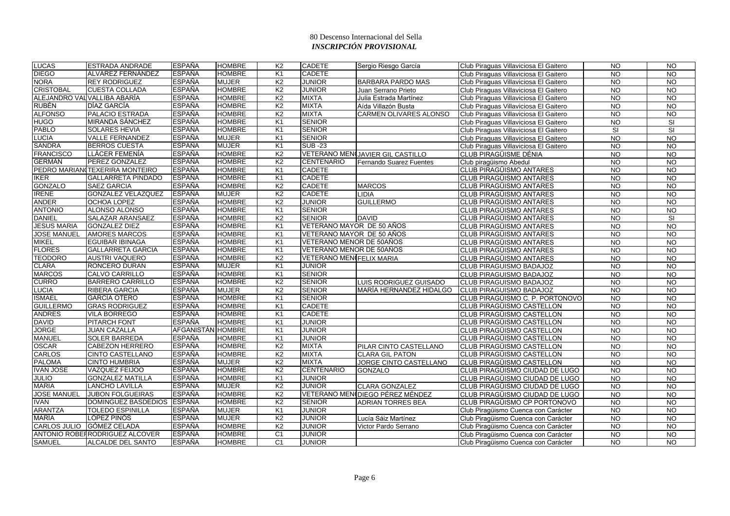80 Descenso Internacional del Sella
***INSCRIPCIÓN PROVISIONAL***

| | | | | | | | | | |
|---|---|---|---|---|---|---|---|---|---|
| LUCAS | ESTRADA ANDRADE | ESPAÑA | HOMBRE | K2 | CADETE | Sergio Riesgo García | Club Piraguas Villaviciosa El Gaitero | NO | NO |
| DIEGO | ALVAREZ FERNÁNDEZ | ESPAÑA | HOMBRE | K1 | CADETE | | Club Piraguas Villaviciosa El Gaitero | NO | NO |
| NORA | REY RODRIGUEZ | ESPAÑA | MUJER | K2 | JUNIOR | BARBARA PARDO MAS | Club Piraguas Villaviciosa El Gaitero | NO | NO |
| CRISTOBAL | CUESTA COLLADA | ESPAÑA | HOMBRE | K2 | JUNIOR | Juan Serrano Prieto | Club Piraguas Villaviciosa El Gaitero | NO | NO |
| ALEJANDRO VAL | VALLIBA ABARÍA | ESPAÑA | HOMBRE | K2 | MIXTA | Julia Estrada Martínez | Club Piraguas Villaviciosa El Gaitero | NO | NO |
| RUBÉN | DÍAZ GARCÍA | ESPAÑA | HOMBRE | K2 | MIXTA | Aída Villazón Busta | Club Piraguas Villaviciosa El Gaitero | NO | NO |
| ALFONSO | PALACIO ESTRADA | ESPAÑA | HOMBRE | K2 | MIXTA | CARMEN OLIVARES ALONSO | Club Piraguas Villaviciosa El Gaitero | NO | NO |
| HUGO | MIRANDA SÁNCHEZ | ESPAÑA | HOMBRE | K1 | SENIOR | | Club Piraguas Villaviciosa El Gaitero | NO | SI |
| PABLO | SOLARES HEVIA | ESPAÑA | HOMBRE | K1 | SENIOR | | Club Piraguas Villaviciosa El Gaitero | SI | SI |
| LUCIA | VALLE FERNANDEZ | ESPAÑA | MUJER | K1 | SENIOR | | Club Piraguas Villaviciosa El Gaitero | NO | NO |
| SANDRA | BERROS CUESTA | ESPAÑA | MUJER | K1 | SUB -23 | | Club Piraguas Villaviciosa El Gaitero | NO | NO |
| FRANCISCO | LLÁCER FEMENÍA | ESPAÑA | HOMBRE | K2 | VETERANO MEN | JAVIER GIL CASTILLO | CLUB PIRAGÜISME DÉNIA | NO | NO |
| GERMÁN | PEREZ GONZALEZ | ESPAÑA | HOMBRE | K2 | CENTENARIO | Fernando Suarez Fuentes | Club piragüismo Abedul | NO | NO |
| PEDRO MARIAN | TEXERIRA MONTEIRO | ESPAÑA | HOMBRE | K1 | CADETE | | CLUB PIRAGÜISMO ANTARES | NO | NO |
| IKER | GALLARRETA PINDADO | ESPAÑA | HOMBRE | K1 | CADETE | | CLUB PIRAGÜISMO ANTARES | NO | NO |
| GONZALO | SAEZ GARCIA | ESPAÑA | HOMBRE | K2 | CADETE | MARCOS | CLUB PIRAGÜISMO ANTARES | NO | NO |
| IRENE | GONZALEZ VELAZQUEZ | ESPAÑA | MUJER | K2 | CADETE | LIDIA | CLUB PIRAGÜISMO ANTARES | NO | NO |
| ANDER | OCHOA LOPEZ | ESPAÑA | HOMBRE | K2 | JUNIOR | GUILLERMO | CLUB PIRAGÜISMO ANTARES | NO | NO |
| ANTONIO | ALONSO ALONSO | ESPAÑA | HOMBRE | K1 | SENIOR | | CLUB PIRAGÜISMO ANTARES | NO | NO |
| DANIEL | SALAZAR ARANSAEZ | ESPAÑA | HOMBRE | K2 | SENIOR | DAVID | CLUB PIRAGÜISMO ANTARES | NO | SI |
| JESUS MARIA | GONZALEZ DIEZ | ESPAÑA | HOMBRE | K1 | VETERANO MAYOR DE 50 AÑOS | | CLUB PIRAGÜISMO ANTARES | NO | NO |
| JOSE MANUEL | AMORES MARCOS | ESPAÑA | HOMBRE | K1 | VETERANO MAYOR DE 50 AÑOS | | CLUB PIRAGÜISMO ANTARES | NO | NO |
| MIKEL | EGUIBAR IBINAGA | ESPAÑA | HOMBRE | K1 | VETERANO MENOR DE 50AÑOS | | CLUB PIRAGÜISMO ANTARES | NO | NO |
| FLORES | GALLARRETA GARCIA | ESPAÑA | HOMBRE | K1 | VETERANO MENOR DE 50AÑOS | | CLUB PIRAGÜISMO ANTARES | NO | NO |
| TEODORO | AUSTRI VAQUERO | ESPAÑA | HOMBRE | K2 | VETERANO MEN | FELIX MARIA | CLUB PIRAGÜISMO ANTARES | NO | NO |
| CLARA | RONCERO DURAN | ESPAÑA | MUJER | K1 | JUNIOR | | CLUB PIRAGUISMO BADAJOZ | NO | NO |
| MARCOS | CALVO CARRILLO | ESPAÑA | HOMBRE | K1 | SENIOR | | CLUB PIRAGUISMO BADAJOZ | NO | NO |
| CURRO | BARRERO CARRILLO | ESPAÑA | HOMBRE | K2 | SENIOR | LUIS RODRIGUEZ GUISADO | CLUB PIRAGUISMO BADAJOZ | NO | NO |
| LUCIA | RIBERA GARCIA | ESPAÑA | MUJER | K2 | SENIOR | MARÍA HERNANDEZ HIDALGO | CLUB PIRAGUISMO BADAJOZ | NO | NO |
| ISMAEL | GARCÍA OTERO | ESPAÑA | HOMBRE | K1 | SENIOR | | CLUB PIRAGÜISMO C. P. PORTONOVO | NO | NO |
| GUILLERMO | GRAS RODRIGUEZ | ESPAÑA | HOMBRE | K1 | CADETE | | CLUB PIRAGÜISMO CASTELLON | NO | NO |
| ANDRES | VILA BORREGO | ESPAÑA | HOMBRE | K1 | CADETE | | CLUB PIRAGÜISMO CASTELLON | NO | NO |
| DAVID | PITARCH FONT | ESPAÑA | HOMBRE | K1 | JUNIOR | | CLUB PIRAGÜISMO CASTELLON | NO | NO |
| JORGE | JUAN CAZALLA | AFGANISTÁN | HOMBRE | K1 | JUNIOR | | CLUB PIRAGÜISMO CASTELLON | NO | NO |
| MANUEL | SOLER BARREDA | ESPAÑA | HOMBRE | K1 | JUNIOR | | CLUB PIRAGÜISMO CASTELLON | NO | NO |
| OSCAR | CABEZON HERRERO | ESPAÑA | HOMBRE | K2 | MIXTA | PILAR CINTO CASTELLANO | CLUB PIRAGÜISMO CASTELLON | NO | NO |
| CARLOS | CINTO CASTELLANO | ESPAÑA | HOMBRE | K2 | MIXTA | CLARA GIL PATON | CLUB PIRAGÜISMO CASTELLON | NO | NO |
| PALOMA | CINTO HUMBRIA | ESPAÑA | MUJER | K2 | MIXTA | JORGE CINTO CASTELLANO | CLUB PIRAGÜISMO CASTELLON | NO | NO |
| IVAN JOSE | VAZQUEZ FEIJOO | ESPAÑA | HOMBRE | K2 | CENTENARIO | GONZALO | CLUB PIRAGÜISMO CIUDAD DE LUGO | NO | NO |
| JULIO | GONZALEZ MATILLA | ESPAÑA | HOMBRE | K1 | JUNIOR | | CLUB PIRAGÜISMO CIUDAD DE LUGO | NO | NO |
| MARIA | LANCHO LAVILLA | ESPAÑA | MUJER | K2 | JUNIOR | CLARA GONZALEZ | CLUB PIRAGÜISMO CIUDAD DE LUGO | NO | NO |
| JOSE MANUEL | JUBON FOLGUEIRAS | ESPAÑA | HOMBRE | K2 | VETERANO MEN | DIEGO PÉREZ MÉNDEZ | CLUB PIRAGÜISMO CIUDAD DE LUGO | NO | NO |
| IVAN | DOMINGUEZ BASDEDIOS | ESPAÑA | HOMBRE | K2 | SENIOR | ADRIAN TORRES BEA | CLUB PIRAGÜISMO CP PORTONOVO | NO | NO |
| ARANTZA | TOLEDO ESPINILLA | ESPAÑA | MUJER | K1 | JUNIOR | | Club Piragüismo Cuenca con Carácter | NO | NO |
| MARÍA | LÓPEZ PINÓS | ESPAÑA | MUJER | K2 | JUNIOR | Lucía Sáiz Martínez | Club Piragüismo Cuenca con Carácter | NO | NO |
| CARLOS JULIO | GÓMEZ CELADA | ESPAÑA | HOMBRE | K2 | JUNIOR | Victor Pardo Serrano | Club Piragüismo Cuenca con Carácter | NO | NO |
| ANTONIO ROBE | RODRIGUEZ ALCOVER | ESPAÑA | HOMBRE | C1 | JUNIOR | | Club Piragüismo Cuenca con Carácter | NO | NO |
| SAMUEL | ALCALDE DEL SANTO | ESPAÑA | HOMBRE | C1 | JUNIOR | | Club Piragüismo Cuenca con Carácter | NO | NO |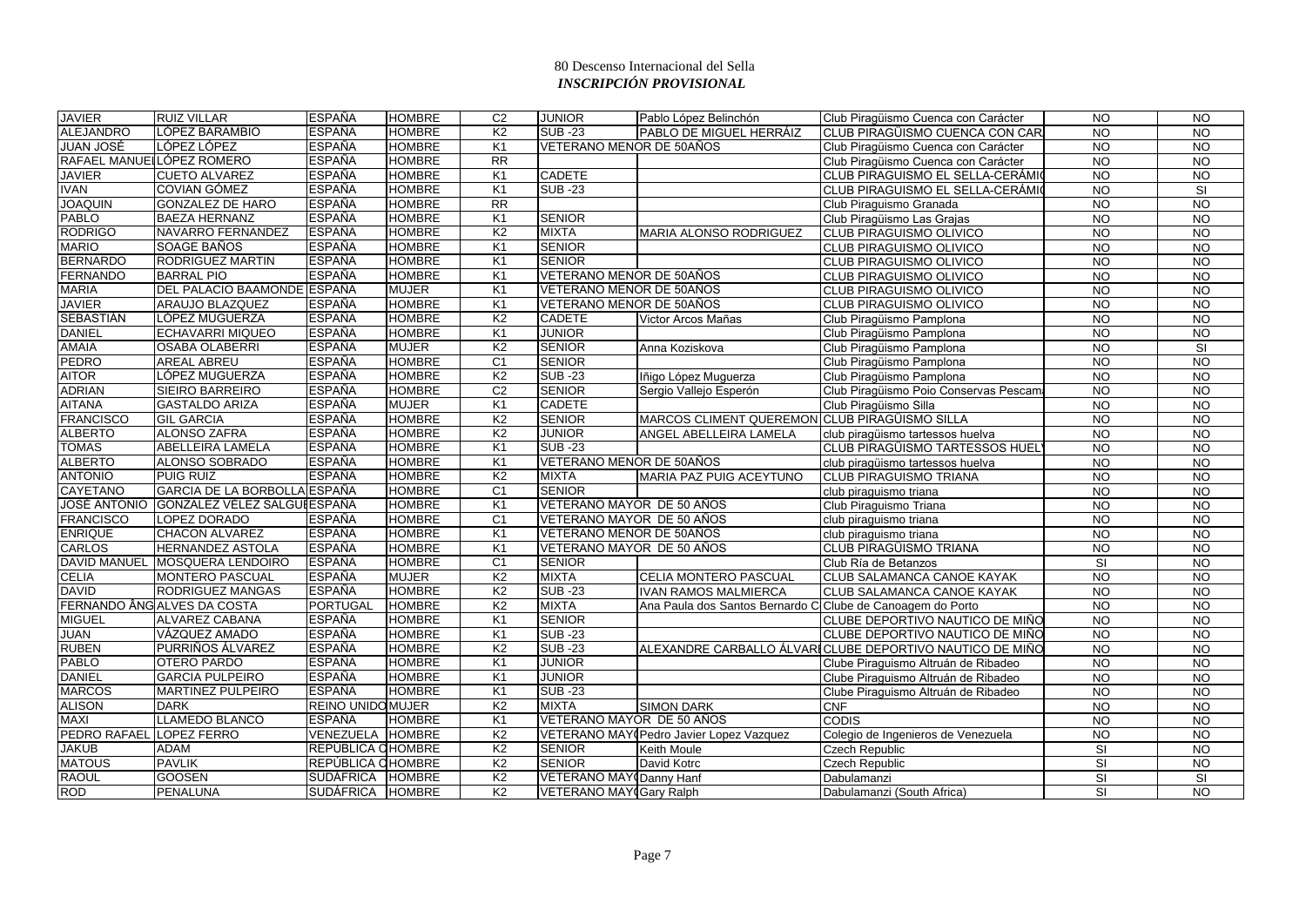80 Descenso Internacional del Sella
***INSCRIPCIÓN PROVISIONAL***

| | | | | | | | | | |
|---|---|---|---|---|---|---|---|---|---|
| JAVIER | RUIZ VILLAR | ESPAÑA | HOMBRE | C2 | JUNIOR | Pablo López Belinchón | Club Piragüismo Cuenca con Carácter | NO | NO |
| ALEJANDRO | LÓPEZ BARAMBIO | ESPAÑA | HOMBRE | K2 | SUB -23 | PABLO DE MIGUEL HERRÁIZ | CLUB PIRAGÜISMO CUENCA CON CAR | NO | NO |
| JUAN JOSÉ | LÓPEZ LÓPEZ | ESPAÑA | HOMBRE | K1 | VETERANO MENOR DE 50AÑOS | | Club Piragüismo Cuenca con Carácter | NO | NO |
| RAFAEL MANUEL | LÓPEZ ROMERO | ESPAÑA | HOMBRE | RR | | | Club Piragüismo Cuenca con Carácter | NO | NO |
| JAVIER | CUETO ALVAREZ | ESPAÑA | HOMBRE | K1 | CADETE | | CLUB PIRAGUISMO EL SELLA-CERÁMIC | NO | NO |
| IVAN | COVIAN GÓMEZ | ESPAÑA | HOMBRE | K1 | SUB -23 | | CLUB PIRAGUISMO EL SELLA-CERÁMIC | NO | SI |
| JOAQUIN | GONZALEZ DE HARO | ESPAÑA | HOMBRE | RR | | | Club Piraguismo Granada | NO | NO |
| PABLO | BAEZA HERNANZ | ESPAÑA | HOMBRE | K1 | SENIOR | | Club Piragüismo Las Grajas | NO | NO |
| RODRIGO | NAVARRO FERNANDEZ | ESPAÑA | HOMBRE | K2 | MIXTA | MARIA ALONSO RODRIGUEZ | CLUB PIRAGUISMO OLIVICO | NO | NO |
| MARIO | SOAGE BAÑOS | ESPAÑA | HOMBRE | K1 | SENIOR | | CLUB PIRAGUISMO OLIVICO | NO | NO |
| BERNARDO | RODRIGUEZ MARTIN | ESPAÑA | HOMBRE | K1 | SENIOR | | CLUB PIRAGUISMO OLIVICO | NO | NO |
| FERNANDO | BARRAL PIO | ESPAÑA | HOMBRE | K1 | VETERANO MENOR DE 50AÑOS | | CLUB PIRAGUISMO OLIVICO | NO | NO |
| MARIA | DEL PALACIO BAAMONDE | ESPAÑA | MUJER | K1 | VETERANO MENOR DE 50AÑOS | | CLUB PIRAGUISMO OLIVICO | NO | NO |
| JAVIER | ARAUJO BLAZQUEZ | ESPAÑA | HOMBRE | K1 | VETERANO MENOR DE 50AÑOS | | CLUB PIRAGUISMO OLIVICO | NO | NO |
| SEBASTIÁN | LÓPEZ MUGUERZA | ESPAÑA | HOMBRE | K2 | CADETE | Victor Arcos Mañas | Club Piragüismo Pamplona | NO | NO |
| DANIEL | ECHAVARRI MIQUEO | ESPAÑA | HOMBRE | K1 | JUNIOR | | Club Piragüismo Pamplona | NO | NO |
| AMAIA | OSABA OLABERRI | ESPAÑA | MUJER | K2 | SENIOR | Anna Koziskova | Club Piragüismo Pamplona | NO | SI |
| PEDRO | AREAL ABREU | ESPAÑA | HOMBRE | C1 | SENIOR | | Club Piragüismo Pamplona | NO | NO |
| AITOR | LÓPEZ MUGUERZA | ESPAÑA | HOMBRE | K2 | SUB -23 | Iñigo López Muguerza | Club Piragüismo Pamplona | NO | NO |
| ADRIAN | SIEIRO BARREIRO | ESPAÑA | HOMBRE | C2 | SENIOR | Sergio Vallejo Esperón | Club Piragüismo Poio Conservas Pescam | NO | NO |
| AITANA | GASTALDO ARIZA | ESPAÑA | MUJER | K1 | CADETE | | Club Piragüismo Silla | NO | NO |
| FRANCISCO | GIL GARCIA | ESPAÑA | HOMBRE | K2 | SENIOR | MARCOS CLIMENT QUEREMON | CLUB PIRAGÜISMO SILLA | NO | NO |
| ALBERTO | ALONSO ZAFRA | ESPAÑA | HOMBRE | K2 | JUNIOR | ANGEL ABELLEIRA LAMELA | club piragüismo tartessos huelva | NO | NO |
| TOMAS | ABELLEIRA LAMELA | ESPAÑA | HOMBRE | K1 | SUB -23 | | CLUB PIRAGÜISMO TARTESSOS HUEL | NO | NO |
| ALBERTO | ALONSO SOBRADO | ESPAÑA | HOMBRE | K1 | VETERANO MENOR DE 50AÑOS | | club piragüismo tartessos huelva | NO | NO |
| ANTONIO | PUIG RUIZ | ESPAÑA | HOMBRE | K2 | MIXTA | MARIA PAZ PUIG ACEYTUNO | CLUB PIRAGUISMO TRIANA | NO | NO |
| CAYETANO | GARCIA DE LA BORBOLLA | ESPAÑA | HOMBRE | C1 | SENIOR | | club piraguismo triana | NO | NO |
| JOSÉ ANTONIO | GONZÁLEZ VÉLEZ SALGUE | ESPAÑA | HOMBRE | K1 | VETERANO MAYOR DE 50 AÑOS | | Club Piraguismo Triana | NO | NO |
| FRANCISCO | LOPEZ DORADO | ESPAÑA | HOMBRE | C1 | VETERANO MAYOR DE 50 AÑOS | | club piraguismo triana | NO | NO |
| ENRIQUE | CHACON ALVAREZ | ESPAÑA | HOMBRE | K1 | VETERANO MENOR DE 50AÑOS | | club piraguismo triana | NO | NO |
| CARLOS | HERNANDEZ ASTOLA | ESPAÑA | HOMBRE | K1 | VETERANO MAYOR DE 50 AÑOS | | CLUB PIRAGÜISMO TRIANA | NO | NO |
| DAVID MANUEL | MOSQUERA LENDOIRO | ESPAÑA | HOMBRE | C1 | SENIOR | | Club Ría de Betanzos | SI | NO |
| CELIA | MONTERO PASCUAL | ESPAÑA | MUJER | K2 | MIXTA | CELIA MONTERO PASCUAL | CLUB SALAMANCA CANOE KAYAK | NO | NO |
| DAVID | RODRIGUEZ MANGAS | ESPAÑA | HOMBRE | K2 | SUB -23 | IVAN RAMOS MALMIERCA | CLUB SALAMANCA CANOE KAYAK | NO | NO |
| FERNANDO ÂNG | ALVES DA COSTA | PORTUGAL | HOMBRE | K2 | MIXTA | Ana Paula dos Santos Bernardo C | Clube de Canoagem do Porto | NO | NO |
| MIGUEL | ALVAREZ CABANA | ESPAÑA | HOMBRE | K1 | SENIOR | | CLUBE DEPORTIVO NAUTICO DE MIÑO | NO | NO |
| JUAN | VÁZQUEZ AMADO | ESPAÑA | HOMBRE | K1 | SUB -23 | | CLUBE DEPORTIVO NAUTICO DE MIÑO | NO | NO |
| RUBEN | PURRIÑOS ÁLVAREZ | ESPAÑA | HOMBRE | K2 | SUB -23 | ALEXANDRE CARBALLO ÁLVAR | CLUBE DEPORTIVO NAUTICO DE MIÑO | NO | NO |
| PABLO | OTERO PARDO | ESPAÑA | HOMBRE | K1 | JUNIOR | | Clube Piraguismo Altruán de Ribadeo | NO | NO |
| DANIEL | GARCIA PULPEIRO | ESPAÑA | HOMBRE | K1 | JUNIOR | | Clube Piraguismo Altruán de Ribadeo | NO | NO |
| MARCOS | MARTINEZ PULPEIRO | ESPAÑA | HOMBRE | K1 | SUB -23 | | Clube Piraguismo Altruán de Ribadeo | NO | NO |
| ALISON | DARK | REINO UNIDO | MUJER | K2 | MIXTA | SIMON DARK | CNF | NO | NO |
| MAXI | LLAMEDO BLANCO | ESPAÑA | HOMBRE | K1 | VETERANO MAYOR DE 50 AÑOS | | CODIS | NO | NO |
| PEDRO RAFAEL | LOPEZ FERRO | VENEZUELA | HOMBRE | K2 | VETERANO MAYO | Pedro Javier Lopez Vazquez | Colegio de Ingenieros de Venezuela | NO | NO |
| JAKUB | ADAM | REPÚBLICA C | HOMBRE | K2 | SENIOR | Keith Moule | Czech Republic | SI | NO |
| MATOUS | PAVLIK | REPÚBLICA C | HOMBRE | K2 | SENIOR | David Kotrc | Czech Republic | SI | NO |
| RAOUL | GOOSEN | SUDÁFRICA | HOMBRE | K2 | VETERANO MAYO | Danny Hanf | Dabulamanzi | SI | SI |
| ROD | PENALUNA | SUDÁFRICA | HOMBRE | K2 | VETERANO MAYO | Gary Ralph | Dabulamanzi (South Africa) | SI | NO |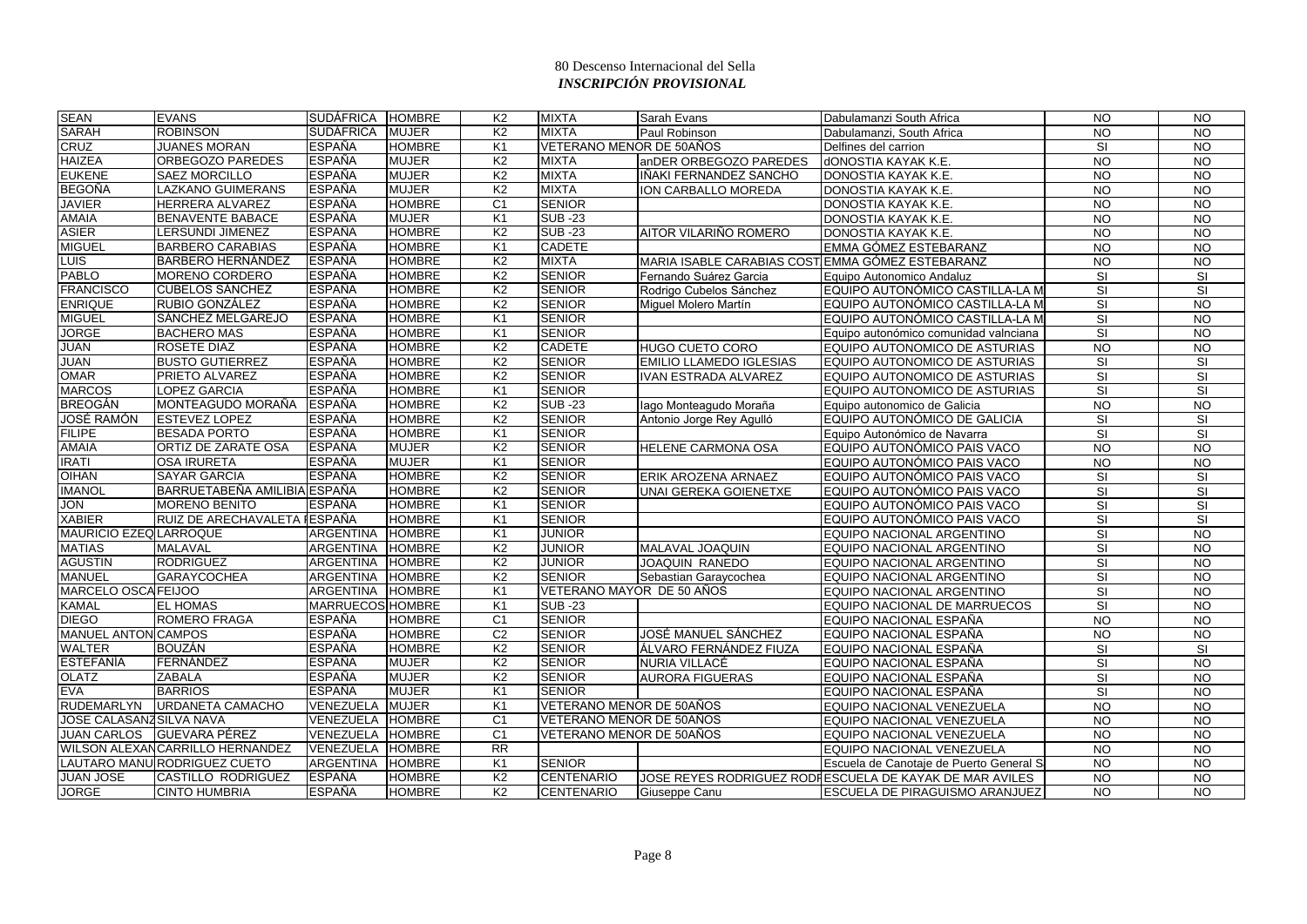80 Descenso Internacional del Sella
***INSCRIPCIÓN PROVISIONAL***

| | | | | | | | | | |
|---|---|---|---|---|---|---|---|---|---|
| SEAN | EVANS | SUDÁFRICA | HOMBRE | K2 | MIXTA | Sarah Evans | Dabulamanzi South Africa | NO | NO |
| SARAH | ROBINSON | SUDÁFRICA | MUJER | K2 | MIXTA | Paul Robinson | Dabulamanzi, South Africa | NO | NO |
| CRUZ | JUANES MORAN | ESPAÑA | HOMBRE | K1 | VETERANO MENOR DE 50AÑOS | | Delfines del carrion | SI | NO |
| HAIZEA | ORBEGOZO PAREDES | ESPAÑA | MUJER | K2 | MIXTA | anDER ORBEGOZO PAREDES | dONOSTIA KAYAK K.E. | NO | NO |
| EUKENE | SAEZ MORCILLO | ESPAÑA | MUJER | K2 | MIXTA | IÑAKI FERNANDEZ SANCHO | DONOSTIA KAYAK K.E. | NO | NO |
| BEGOÑA | LAZKANO GUIMERANS | ESPAÑA | MUJER | K2 | MIXTA | ION CARBALLO MOREDA | DONOSTIA KAYAK K.E. | NO | NO |
| JAVIER | HERRERA ALVAREZ | ESPAÑA | HOMBRE | C1 | SENIOR | | DONOSTIA KAYAK K.E. | NO | NO |
| AMAIA | BENAVENTE BABACE | ESPAÑA | MUJER | K1 | SUB -23 | | DONOSTIA KAYAK K.E. | NO | NO |
| ASIER | LERSUNDI JIMENEZ | ESPAÑA | HOMBRE | K2 | SUB -23 | AITOR VILARIÑO ROMERO | DONOSTIA KAYAK K.E. | NO | NO |
| MIGUEL | BARBERO CARABIAS | ESPAÑA | HOMBRE | K1 | CADETE | | EMMA GÓMEZ ESTEBARANZ | NO | NO |
| LUIS | BARBERO HERNÁNDEZ | ESPAÑA | HOMBRE | K2 | MIXTA | MARIA ISABLE CARABIAS COST | EMMA GÓMEZ ESTEBARANZ | NO | NO |
| PABLO | MORENO CORDERO | ESPAÑA | HOMBRE | K2 | SENIOR | Fernando Suárez Garcia | Equipo Autonomico Andaluz | SI | SI |
| FRANCISCO | CUBELOS SÁNCHEZ | ESPAÑA | HOMBRE | K2 | SENIOR | Rodrigo Cubelos Sánchez | EQUIPO AUTONÓMICO CASTILLA-LA M | SI | SI |
| ENRIQUE | RUBIO GONZÁLEZ | ESPAÑA | HOMBRE | K2 | SENIOR | Miguel Molero Martín | EQUIPO AUTONÓMICO CASTILLA-LA M | SI | NO |
| MIGUEL | SÁNCHEZ MELGAREJO | ESPAÑA | HOMBRE | K1 | SENIOR | | EQUIPO AUTONÓMICO CASTILLA-LA M | SI | NO |
| JORGE | BACHERO MAS | ESPAÑA | HOMBRE | K1 | SENIOR | | Equipo autonómico comunidad valnciana | SI | NO |
| JUAN | ROSETE DIAZ | ESPAÑA | HOMBRE | K2 | CADETE | HUGO CUETO CORO | EQUIPO AUTONOMICO DE ASTURIAS | NO | NO |
| JUAN | BUSTO GUTIERREZ | ESPAÑA | HOMBRE | K2 | SENIOR | EMILIO LLAMEDO IGLESIAS | EQUIPO AUTONOMICO DE ASTURIAS | SI | SI |
| OMAR | PRIETO ALVAREZ | ESPAÑA | HOMBRE | K2 | SENIOR | IVAN ESTRADA ALVAREZ | EQUIPO AUTONOMICO DE ASTURIAS | SI | SI |
| MARCOS | LOPEZ GARCIA | ESPAÑA | HOMBRE | K1 | SENIOR | | EQUIPO AUTONOMICO DE ASTURIAS | SI | SI |
| BREOGÁN | MONTEAGUDO MORAÑA | ESPAÑA | HOMBRE | K2 | SUB -23 | Iago Monteagudo Moraña | Equipo autonomico de Galicia | NO | NO |
| JOSÉ RAMÓN | ESTEVEZ LOPEZ | ESPAÑA | HOMBRE | K2 | SENIOR | Antonio Jorge Rey Agulló | EQUIPO AUTONÓMICO DE GALICIA | SI | SI |
| FILIPE | BESADA PORTO | ESPAÑA | HOMBRE | K1 | SENIOR | | Equipo Autonómico de Navarra | SI | SI |
| AMAIA | ORTIZ DE ZARATE OSA | ESPAÑA | MUJER | K2 | SENIOR | HELENE CARMONA OSA | EQUIPO AUTONÓMICO PAIS VACO | NO | NO |
| IRATI | OSA IRURETA | ESPAÑA | MUJER | K1 | SENIOR | | EQUIPO AUTONÓMICO PAIS VACO | NO | NO |
| OIHAN | SAYAR GARCIA | ESPAÑA | HOMBRE | K2 | SENIOR | ERIK AROZENA ARNAEZ | EQUIPO AUTONÓMICO PAIS VACO | SI | SI |
| IMANOL | BARRUETABEÑA AMILIBIA | ESPAÑA | HOMBRE | K2 | SENIOR | UNAI GEREKA GOIENETXE | EQUIPO AUTONÓMICO PAIS VACO | SI | SI |
| JON | MORENO BENITO | ESPAÑA | HOMBRE | K1 | SENIOR | | EQUIPO AUTONÓMICO PAIS VACO | SI | SI |
| XABIER | RUIZ DE ARECHAVALETA I | ESPAÑA | HOMBRE | K1 | SENIOR | | EQUIPO AUTONÓMICO PAIS VACO | SI | SI |
| MAURICIO EZEQ | LARROQUE | ARGENTINA | HOMBRE | K1 | JUNIOR | | EQUIPO NACIONAL ARGENTINO | SI | NO |
| MATIAS | MALAVAL | ARGENTINA | HOMBRE | K2 | JUNIOR | MALAVAL JOAQUIN | EQUIPO NACIONAL ARGENTINO | SI | NO |
| AGUSTIN | RODRIGUEZ | ARGENTINA | HOMBRE | K2 | JUNIOR | JOAQUIN RANEDO | EQUIPO NACIONAL ARGENTINO | SI | NO |
| MANUEL | GARAYCOCHEA | ARGENTINA | HOMBRE | K2 | SENIOR | Sebastian Garaycochea | EQUIPO NACIONAL ARGENTINO | SI | NO |
| MARCELO OSCA | FEIJOO | ARGENTINA | HOMBRE | K1 | VETERANO MAYOR DE 50 AÑOS | | EQUIPO NACIONAL ARGENTINO | SI | NO |
| KAMAL | EL HOMAS | MARRUECOS | HOMBRE | K1 | SUB -23 | | EQUIPO NACIONAL DE MARRUECOS | SI | NO |
| DIEGO | ROMERO FRAGA | ESPAÑA | HOMBRE | C1 | SENIOR | | EQUIPO NACIONAL ESPAÑA | NO | NO |
| MANUEL ANTON | CAMPOS | ESPAÑA | HOMBRE | C2 | SENIOR | JOSÉ MANUEL SÁNCHEZ | EQUIPO NACIONAL ESPAÑA | NO | NO |
| WALTER | BOUZÁN | ESPAÑA | HOMBRE | K2 | SENIOR | ÁLVARO FERNÁNDEZ FIUZA | EQUIPO NACIONAL ESPAÑA | SI | SI |
| ESTEFANÍA | FERNÁNDEZ | ESPAÑA | MUJER | K2 | SENIOR | NURIA VILLACÉ | EQUIPO NACIONAL ESPAÑA | SI | NO |
| OLATZ | ZABALA | ESPAÑA | MUJER | K2 | SENIOR | AURORA FIGUERAS | EQUIPO NACIONAL ESPAÑA | SI | NO |
| EVA | BARRIOS | ESPAÑA | MUJER | K1 | SENIOR | | EQUIPO NACIONAL ESPAÑA | SI | NO |
| RUDEMARLYN | URDANETA CAMACHO | VENEZUELA | MUJER | K1 | VETERANO MENOR DE 50AÑOS | | EQUIPO NACIONAL VENEZUELA | NO | NO |
| JOSE CALASANZ | SILVA NAVA | VENEZUELA | HOMBRE | C1 | VETERANO MENOR DE 50AÑOS | | EQUIPO NACIONAL VENEZUELA | NO | NO |
| JUAN CARLOS | GUEVARA PÉREZ | VENEZUELA | HOMBRE | C1 | VETERANO MENOR DE 50AÑOS | | EQUIPO NACIONAL VENEZUELA | NO | NO |
| WILSON ALEXAN | CARRILLO HERNANDEZ | VENEZUELA | HOMBRE | RR | | | EQUIPO NACIONAL VENEZUELA | NO | NO |
| LAUTARO MANU | RODRIGUEZ CUETO | ARGENTINA | HOMBRE | K1 | SENIOR | | Escuela de Canotaje de Puerto General S | NO | NO |
| JUAN JOSE | CASTILLO RODRIGUEZ | ESPAÑA | HOMBRE | K2 | CENTENARIO | JOSE REYES RODRIGUEZ RODF | ESCUELA DE KAYAK DE MAR AVILES | NO | NO |
| JORGE | CINTO HUMBRIA | ESPAÑA | HOMBRE | K2 | CENTENARIO | Giuseppe Canu | ESCUELA DE PIRAGUISMO ARANJUEZ | NO | NO |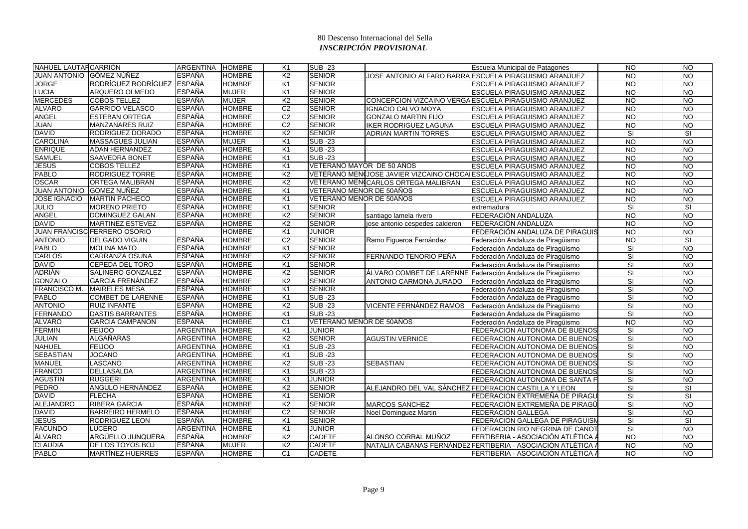80 Descenso Internacional del Sella
***INSCRIPCIÓN PROVISIONAL***

| | | | | | | | | | |
|---|---|---|---|---|---|---|---|---|---|
| NAHUEL LAUTAR | CARRIÓN | ARGENTINA | HOMBRE | K1 | SUB -23 | | Escuela Municipal de Patagones | NO | NO |
| JUAN ANTONIO | GÓMEZ NÚÑEZ | ESPAÑA | HOMBRE | K2 | SENIOR | JOSE ANTONIO ALFARO BARRA | ESCUELA PIRAGUISMO ARANJUEZ | NO | NO |
| JORGE | RODRÍGUEZ RODRÍGUEZ | ESPAÑA | HOMBRE | K1 | SENIOR | | ESCUELA PIRAGUISMO ARANJUEZ | NO | NO |
| LUCIA | ARQUERO OLMEDO | ESPAÑA | MUJER | K1 | SENIOR | | ESCUELA PIRAGUISMO ARANJUEZ | NO | NO |
| MERCEDES | COBOS TELLEZ | ESPAÑA | MUJER | K2 | SENIOR | CONCEPCION VIZCAINO VERGA | ESCUELA PIRAGUISMO ARANJUEZ | NO | NO |
| ALVARO | GARRIDO VELASCO | ESPAÑA | HOMBRE | C2 | SENIOR | IGNACIO CALVO MOYA | ESCUELA PIRAGUISMO ARANJUEZ | NO | NO |
| ANGEL | ESTEBAN ORTEGA | ESPAÑA | HOMBRE | C2 | SENIOR | GONZALO MARTIN FIJO | ESCUELA PIRAGUISMO ARANJUEZ | NO | NO |
| JUAN | MANZANARES RUIZ | ESPAÑA | HOMBRE | C2 | SENIOR | IKER RODRIGUEZ LAGUNA | ESCUELA PIRAGUISMO ARANJUEZ | NO | NO |
| DAVID | RODRIGUEZ DORADO | ESPAÑA | HOMBRE | K2 | SENIOR | ADRIAN MARTIN TORRES | ESCUELA PIRAGUISMO ARANJUEZ | SI | SI |
| CAROLINA | MASSAGUES JULIAN | ESPAÑA | MUJER | K1 | SUB -23 | | ESCUELA PIRAGUISMO ARANJUEZ | NO | NO |
| ENRIQUE | ADAN HERNANDEZ | ESPAÑA | HOMBRE | K1 | SUB -23 | | ESCUELA PIRAGUISMO ARANJUEZ | NO | NO |
| SAMUEL | SAAVEDRA BONET | ESPAÑA | HOMBRE | K1 | SUB -23 | | ESCUELA PIRAGUISMO ARANJUEZ | NO | NO |
| JESUS | COBOS TELLEZ | ESPAÑA | HOMBRE | K1 | VETERANO MAYOR DE 50 AÑOS | | ESCUELA PIRAGUISMO ARANJUEZ | NO | NO |
| PABLO | RODRIGUEZ TORRE | ESPAÑA | HOMBRE | K2 | VETERANO MEN | JOSE JAVIER VIZCAINO CHOCA | ESCUELA PIRAGUISMO ARANJUEZ | NO | NO |
| OSCAR | ORTEGA MALIBRAN | ESPAÑA | HOMBRE | K2 | VETERANO MEN | CARLOS ORTEGA MALIBRAN | ESCUELA PIRAGUISMO ARANJUEZ | NO | NO |
| JUAN ANTONIO | GOMEZ NUÑEZ | ESPAÑA | HOMBRE | K1 | VETERANO MENOR DE 50AÑOS | | ESCUELA PIRAGUISMO ARANJUEZ | NO | NO |
| JOSE IGNACIO | MARTIN PACHECO | ESPAÑA | HOMBRE | K1 | VETERANO MENOR DE 50AÑOS | | ESCUELA PIRAGUISMO ARANJUEZ | NO | NO |
| JULIO | MORENO PRIETO | ESPAÑA | HOMBRE | K1 | SENIOR | | extremadura | SI | SI |
| ANGEL | DOMINGUEZ GALAN | ESPAÑA | HOMBRE | K2 | SENIOR | santiago lamela rivero | FEDERACIÓN ANDALUZA | NO | NO |
| DAVID | MARTINEZ ESTEVEZ | ESPAÑA | HOMBRE | K2 | SENIOR | jose antonio cespedes calderon | FEDERACIÓN ANDALUZA | NO | NO |
| JUAN FRANCISC | FERRERO OSORIO | | HOMBRE | K1 | JUNIOR | | FEDERACIÓN ANDALUZA DE PIRAGUIS | NO | NO |
| ANTONIO | DELGADO VIGUIN | ESPAÑA | HOMBRE | C2 | SENIOR | Ramo Figueroa Fernández | Federación Andaluza de Piragüismo | NO | SI |
| PABLO | MOLINA MATO | ESPAÑA | HOMBRE | K1 | SENIOR | | Federación Andaluza de Piragüismo | SI | NO |
| CARLOS | CARRANZA OSUNA | ESPAÑA | HOMBRE | K2 | SENIOR | FERNANDO TENORIO PEÑA | Federación Andaluza de Piragüismo | SI | NO |
| DAVID | CEPEDA DEL TORO | ESPAÑA | HOMBRE | K1 | SENIOR | | Federación Andaluza de Piragüismo | SI | NO |
| ADRIÁN | SALINERO GONZALEZ | ESPAÑA | HOMBRE | K2 | SENIOR | ÁLVARO COMBET DE LARENNE | Federación Andaluza de Piragüismo | SI | NO |
| GONZALO | GARCÍA FRENÁNDEZ | ESPAÑA | HOMBRE | K2 | SENIOR | ANTONIO CARMONA JURADO | Federación Andaluza de Piragüismo | SI | NO |
| FRANCISCO M. | MAIRELES MESA | ESPAÑA | HOMBRE | K1 | SENIOR | | Federación Andaluza de Piragüismo | SI | NO |
| PABLO | COMBET DE LARENNE | ESPAÑA | HOMBRE | K1 | SUB -23 | | Federación Andaluza de Piragüismo | SI | NO |
| ANTONIO | RUIZ INFANTE | ESPAÑA | HOMBRE | K2 | SUB -23 | VICENTE FERNÁNDEZ RAMOS | Federación Andaluza de Piragüismo | SI | NO |
| FERNANDO | DASTIS BARRANTES | ESPAÑA | HOMBRE | K1 | SUB -23 | | Federación Andaluza de Piragüismo | SI | NO |
| ÁLVARO | GARCÍA CAMPAÑÓN | ESPAÑA | HOMBRE | C1 | VETERANO MENOR DE 50AÑOS | | Federación Andaluza de Piragüismo | NO | NO |
| FERMIN | FEIJOO | ARGENTINA | HOMBRE | K1 | JUNIOR | | FEDERACION AUTONOMA DE BUENOS | SI | NO |
| JULIAN | ALGAÑARAS | ARGENTINA | HOMBRE | K2 | SENIOR | AGUSTIN VERNICE | FEDERACION AUTONOMA DE BUENOS | SI | NO |
| NAHUEL | FEIJOO | ARGENTINA | HOMBRE | K1 | SUB -23 | | FEDERACION AUTONOMA DE BUENOS | SI | NO |
| SEBASTIAN | JOCANO | ARGENTINA | HOMBRE | K1 | SUB -23 | | FEDERACION AUTONOMA DE BUENOS | SI | NO |
| MANUEL | LASCANO | ARGENTINA | HOMBRE | K2 | SUB -23 | SEBASTIAN | FEDERACION AUTONOMA DE BUENOS | SI | NO |
| FRANCO | DELLASALDA | ARGENTINA | HOMBRE | K1 | SUB -23 | | FEDERACION AUTONOMA DE BUENOS | SI | NO |
| AGUSTIN | RUGGERI | ARGENTINA | HOMBRE | K1 | JUNIOR | | FEDERACION AUTONOMA DE SANTA F | SI | NO |
| PEDRO | ANGULO HERNÁNDEZ | ESPAÑA | HOMBRE | K2 | SENIOR | ALEJANDRO DEL VAL SÁNCHEZ | FEDERACION CASTILLA Y LEON | SI | SI |
| DAVID | FLECHA | ESPAÑA | HOMBRE | K1 | SENIOR | | FEDERACION EXTREMEÑA DE PIRAGU | SI | SI |
| ALEJANDRO | RIBERA GARCIA | ESPAÑA | HOMBRE | K2 | SENIOR | MARCOS SANCHEZ | FEDERACIÓN EXTREMEÑA DE PIRAGÜ | SI | NO |
| DAVID | BARREIRO HERMELO | ESPAÑA | HOMBRE | C2 | SENIOR | Noel Dominguez Martin | FEDERACION GALLEGA | SI | NO |
| JESUS | RODRIGUEZ LEON | ESPAÑA | HOMBRE | K1 | SENIOR | | FEDERACION GALLEGA DE PIRAGUISM | SI | SI |
| FACUNDO | LUCERO | ARGENTINA | HOMBRE | K1 | JUNIOR | | FEDERACION RIO NEGRINA DE CANOT | SI | NO |
| ÁLVARO | ARGÜELLO JUNQUERA | ESPAÑA | HOMBRE | K2 | CADETE | ALONSO CORRAL MUÑOZ | FERTIBERIA - ASOCIACIÓN ATLÉTICA A | NO | NO |
| CLAUDIA | DE LOS TOYOS BOJ | ESPAÑA | MUJER | K2 | CADETE | NATALIA CABANAS FERNÁNDEZ | FERTIBERIA - ASOCIACIÓN ATLÉTICA A | NO | NO |
| PABLO | MARTÍNEZ HUERRES | ESPAÑA | HOMBRE | C1 | CADETE | | FERTIBERIA - ASOCIACIÓN ATLÉTICA A | NO | NO |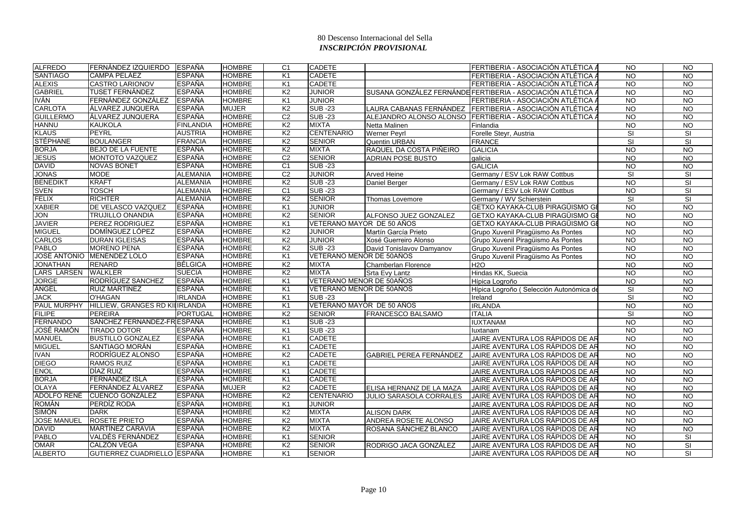80 Descenso Internacional del Sella
*INSCRIPCIÓN PROVISIONAL*

| | | | | | | | | | |
|---|---|---|---|---|---|---|---|---|---|
| ALFREDO | FERNÁNDEZ IZQUIERDO | ESPAÑA | HOMBRE | C1 | CADETE | | FERTIBERIA - ASOCIACIÓN ATLÉTICA A | NO | NO |
| SANTIAGO | CAMPA PELÁEZ | ESPAÑA | HOMBRE | K1 | CADETE | | FERTIBERIA - ASOCIACIÓN ATLÉTICA A | NO | NO |
| ALEXIS | CASTRO LARIONOV | ESPAÑA | HOMBRE | K1 | CADETE | | FERTIBERIA - ASOCIACIÓN ATLÉTICA A | NO | NO |
| GABRIEL | TUSET FERNÁNDEZ | ESPAÑA | HOMBRE | K2 | JUNIOR | SUSANA GONZÁLEZ FERNÁNDE | FERTIBERIA - ASOCIACIÓN ATLÉTICA A | NO | NO |
| IVÁN | FERNÁNDEZ GONZÁLEZ | ESPAÑA | HOMBRE | K1 | JUNIOR | | FERTIBERIA - ASOCIACIÓN ATLÉTICA A | NO | NO |
| CARLOTA | ÁLVAREZ JUNQUERA | ESPAÑA | MUJER | K2 | SUB -23 | LAURA CABANAS FERNÁNDEZ | FERTIBERIA - ASOCIACIÓN ATLÉTICA A | NO | NO |
| GUILLERMO | ÁLVAREZ JUNQUERA | ESPAÑA | HOMBRE | C2 | SUB -23 | ALEJANDRO ALONSO ALONSO | FERTIBERIA - ASOCIACIÓN ATLÉTICA A | NO | NO |
| HANNU | KAUKOLA | FINLANDIA | HOMBRE | K2 | MIXTA | Netta Malinen | Finlandia | NO | NO |
| KLAUS | PEYRL | AUSTRIA | HOMBRE | K2 | CENTENARIO | Werner Peyrl | Forelle Steyr, Austria | SI | SI |
| STÉPHANE | BOULANGER | FRANCIA | HOMBRE | K2 | SENIOR | Quentin URBAN | FRANCE | SI | SI |
| BORJA | BEJO DE LA FUENTE | ESPAÑA | HOMBRE | K2 | MIXTA | RAQUEL DA COSTA PIÑEIRO | GALICIA | NO | NO |
| JESUS | MONTOTO VAZQUEZ | ESPAÑA | HOMBRE | C2 | SENIOR | ADRIAN POSE BUSTO | galicia | NO | NO |
| DAVID | NOVAS BONET | ESPAÑA | HOMBRE | C1 | SUB -23 | | GALICIA | NO | NO |
| JONAS | MODE | ALEMANIA | HOMBRE | C2 | JUNIOR | Arved Heine | Germany / ESV Lok RAW Cottbus | SI | SI |
| BENEDIKT | KRAFT | ALEMANIA | HOMBRE | K2 | SUB -23 | Daniel Berger | Germany / ESV Lok RAW Cottbus | NO | SI |
| SVEN | TOSCH | ALEMANIA | HOMBRE | C1 | SUB -23 | | Germany / ESV Lok RAW Cottbus | NO | SI |
| FELIX | RICHTER | ALEMANIA | HOMBRE | K2 | SENIOR | Thomas Lovemore | Germany / WV Schierstein | SI | SI |
| XABIER | DE VELASCO VAZQUEZ | ESPAÑA | HOMBRE | K1 | JUNIOR | | GETXO KAYAKA-CLUB PIRAGÜISMO GE | NO | NO |
| JON | TRUJILLO ONANDIA | ESPAÑA | HOMBRE | K2 | SENIOR | ALFONSO JUEZ GONZALEZ | GETXO KAYAKA-CLUB PIRAGÜISMO GE | NO | NO |
| JAVIER | PEREZ RODRIGUEZ | ESPAÑA | HOMBRE | K1 | VETERANO MAYOR DE 50 AÑOS | | GETXO KAYAKA-CLUB PIRAGÜISMO GE | NO | NO |
| MIGUEL | DOMÍNGUEZ LÓPEZ | ESPAÑA | HOMBRE | K2 | JUNIOR | Martín García Prieto | Grupo Xuvenil Piragüismo As Pontes | NO | NO |
| CARLOS | DURAN IGLEISAS | ESPAÑA | HOMBRE | K2 | JUNIOR | Xosé Guerreiro Alonso | Grupo Xuvenil Piragüismo As Pontes | NO | NO |
| PABLO | MORENO PENA | ESPAÑA | HOMBRE | K2 | SUB -23 | David Tonislavov Damyanov | Grupo Xuvenil Piragüismo As Pontes | NO | NO |
| JOSÉ ANTONIO | MENÉNDEZ LOLO | ESPAÑA | HOMBRE | K1 | VETERANO MENOR DE 50AÑOS | | Grupo Xuvenil Piragüismo As Pontes | NO | NO |
| JONATHAN | RENARD | BÉLGICA | HOMBRE | K2 | MIXTA | Chamberlan Florence | $H_2O$ | NO | NO |
| LARS LARSEN | WALKLER | SUECIA | HOMBRE | K2 | MIXTA | Srta Evy Lantz | Hindas KK, Suecia | NO | NO |
| JORGE | RODRÍGUEZ SANCHEZ | ESPAÑA | HOMBRE | K1 | VETERANO MENOR DE 50AÑOS | | Hípica Logroño | NO | NO |
| ÁNGEL | RUIZ MARTÍNEZ | ESPAÑA | HOMBRE | K1 | VETERANO MENOR DE 50AÑOS | | Hípica Logroño ( Selección Autonómica de | SI | NO |
| JACK | O'HAGAN | IRLANDA | HOMBRE | K1 | SUB -23 | | Ireland | SI | NO |
| PAUL MURPHY | HILLIEW, GRANGES RD KII | IRLANDA | HOMBRE | K1 | VETERANO MAYOR DE 50 AÑOS | | IRLANDA | NO | NO |
| FILIPE | PEREIRA | PORTUGAL | HOMBRE | K2 | SENIOR | FRANCESCO BALSAMO | ITALIA | SI | NO |
| FERNANDO | SÁNCHEZ FERNANDEZ-FR | ESPAÑA | HOMBRE | K1 | SUB -23 | | IUXTANAM | NO | NO |
| JOSÉ RAMÓN | TIRADO DOTOR | ESPAÑA | HOMBRE | K1 | SUB -23 | | Iuxtanam | NO | NO |
| MANUEL | BUSTILLO GONZALEZ | ESPAÑA | HOMBRE | K1 | CADETE | | JAIRE AVENTURA LOS RÁPIDOS DE AR | NO | NO |
| MIGUEL | SANTIAGO MORÁN | ESPAÑA | HOMBRE | K1 | CADETE | | JAIRE AVENTURA LOS RÁPIDOS DE AR | NO | NO |
| IVAN | RODRÍGUEZ ALONSO | ESPAÑA | HOMBRE | K2 | CADETE | GABRIEL PEREA FERNÁNDEZ | JAIRE AVENTURA LOS RÁPIDOS DE AR | NO | NO |
| DIEGO | RAMOS RUIZ | ESPAÑA | HOMBRE | K1 | CADETE | | JAIRE AVENTURA LOS RÁPIDOS DE AR | NO | NO |
| ENOL | DÍAZ RUIZ | ESPAÑA | HOMBRE | K1 | CADETE | | JAIRE AVENTURA LOS RÁPIDOS DE AR | NO | NO |
| BORJA | FERNÁNDEZ ISLA | ESPAÑA | HOMBRE | K1 | CADETE | | JAIRE AVENTURA LOS RÁPIDOS DE AR | NO | NO |
| OLAYA | FERNÁNDEZ ÁLVAREZ | ESPAÑA | MUJER | K2 | CADETE | ELISA HERNANZ DE LA MAZA | JAIRE AVENTURA LOS RÁPIDOS DE AR | NO | NO |
| ADOLFO RENÉ | CUENCO GONZÁLEZ | ESPAÑA | HOMBRE | K2 | CENTENARIO | JULIO SARASOLA CORRALES | JAIRE AVENTURA LOS RÁPIDOS DE AR | NO | NO |
| ROMÁN | PERDÍZ RODA | ESPAÑA | HOMBRE | K1 | JUNIOR | | JAIRE AVENTURA LOS RÁPIDOS DE AR | NO | NO |
| SIMÓN | DARK | ESPAÑA | HOMBRE | K2 | MIXTA | ALISON DARK | JAIRE AVENTURA LOS RÁPIDOS DE AR | NO | NO |
| JOSE MANUEL | ROSETE PRIETO | ESPAÑA | HOMBRE | K2 | MIXTA | ANDREA ROSETE ALONSO | JAIRE AVENTURA LOS RÁPIDOS DE AR | NO | NO |
| DAVID | MARTÍNEZ CARAVIA | ESPAÑA | HOMBRE | K2 | MIXTA | ROSANA SÁNCHEZ BLANCO | JAIRE AVENTURA LOS RÁPIDOS DE AR | NO | NO |
| PABLO | VALDÉS FERNÁNDEZ | ESPAÑA | HOMBRE | K1 | SENIOR | | JAIRE AVENTURA LOS RÁPIDOS DE AR | NO | SI |
| OMAR | CALZÓN VEGA | ESPAÑA | HOMBRE | K2 | SENIOR | RODRIGO JACA GONZÁLEZ | JAIRE AVENTURA LOS RÁPIDOS DE AR | NO | SI |
| ALBERTO | GUTIERREZ CUADRIELLO | ESPAÑA | HOMBRE | K1 | SENIOR | | JAIRE AVENTURA LOS RÁPIDOS DE AR | NO | SI |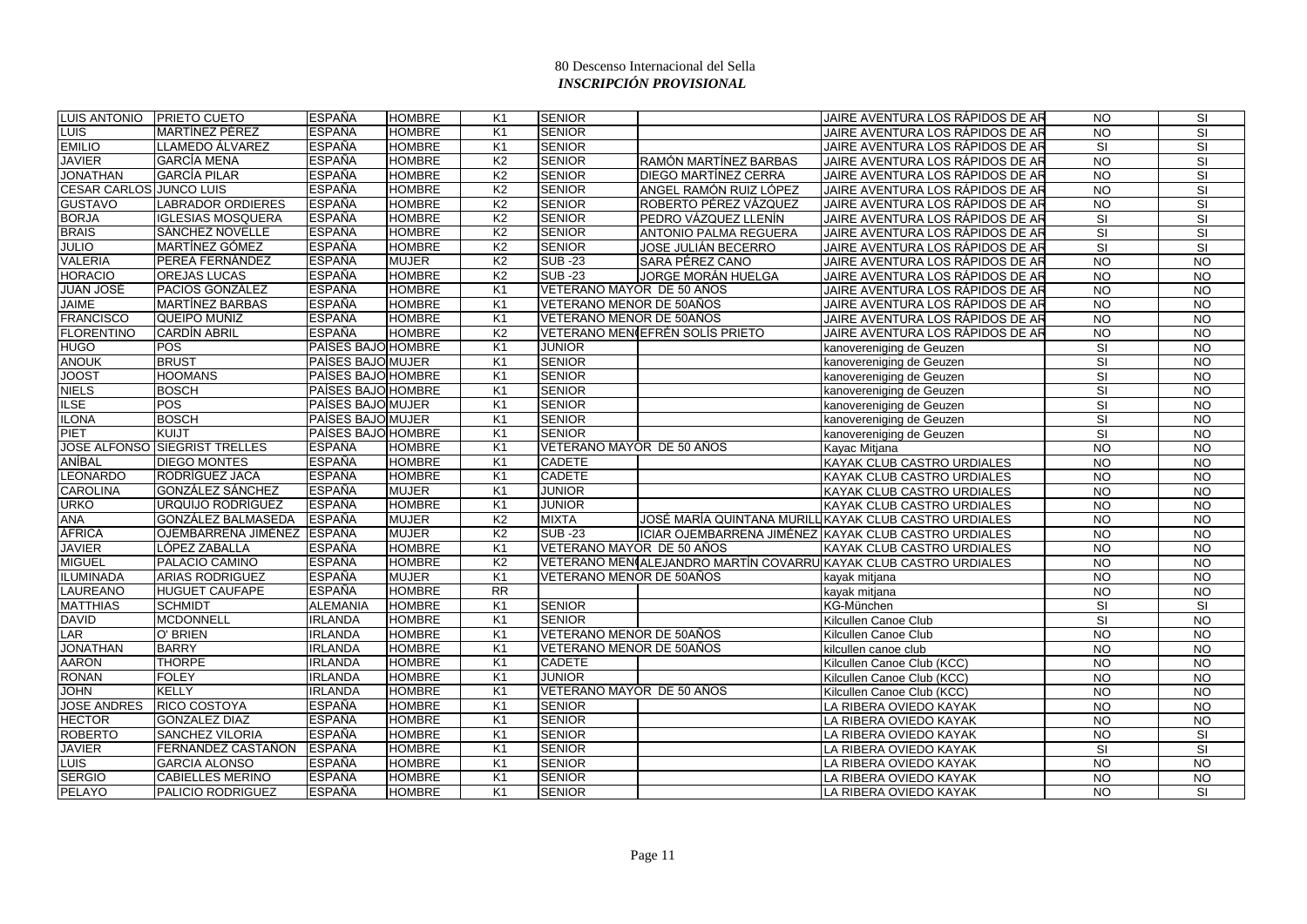80 Descenso Internacional del Sella
***INSCRIPCIÓN PROVISIONAL***

| | | | | | | | | | |
|---|---|---|---|---|---|---|---|---|---|
| LUIS ANTONIO | PRIETO CUETO | ESPAÑA | HOMBRE | K1 | SENIOR | | JAIRE AVENTURA LOS RÁPIDOS DE AR | NO | SI |
| LUIS | MARTÍNEZ PÉREZ | ESPAÑA | HOMBRE | K1 | SENIOR | | JAIRE AVENTURA LOS RÁPIDOS DE AR | NO | SI |
| EMILIO | LLAMEDO ÁLVAREZ | ESPAÑA | HOMBRE | K1 | SENIOR | | JAIRE AVENTURA LOS RÁPIDOS DE AR | SI | SI |
| JAVIER | GARCÍA MENA | ESPAÑA | HOMBRE | K2 | SENIOR | RAMÓN MARTÍNEZ BARBAS | JAIRE AVENTURA LOS RÁPIDOS DE AR | NO | SI |
| JONATHAN | GARCÍA PILAR | ESPAÑA | HOMBRE | K2 | SENIOR | DIEGO MARTÍNEZ CERRA | JAIRE AVENTURA LOS RÁPIDOS DE AR | NO | SI |
| CESAR CARLOS | JUNCO LUIS | ESPAÑA | HOMBRE | K2 | SENIOR | ANGEL RAMÓN RUIZ LÓPEZ | JAIRE AVENTURA LOS RÁPIDOS DE AR | NO | SI |
| GUSTAVO | LABRADOR ORDIERES | ESPAÑA | HOMBRE | K2 | SENIOR | ROBERTO PÉREZ VÁZQUEZ | JAIRE AVENTURA LOS RÁPIDOS DE AR | NO | SI |
| BORJA | IGLESIAS MOSQUERA | ESPAÑA | HOMBRE | K2 | SENIOR | PEDRO VÁZQUEZ LLENÍN | JAIRE AVENTURA LOS RÁPIDOS DE AR | SI | SI |
| BRAIS | SÁNCHEZ NOVELLE | ESPAÑA | HOMBRE | K2 | SENIOR | ANTONIO PALMA REGUERA | JAIRE AVENTURA LOS RÁPIDOS DE AR | SI | SI |
| JULIO | MARTÍNEZ GÓMEZ | ESPAÑA | HOMBRE | K2 | SENIOR | JOSE JULIÁN BECERRO | JAIRE AVENTURA LOS RÁPIDOS DE AR | SI | SI |
| VALERIA | PEREA FERNÁNDEZ | ESPAÑA | MUJER | K2 | SUB -23 | SARA PÉREZ CANO | JAIRE AVENTURA LOS RÁPIDOS DE AR | NO | NO |
| HORACIO | OREJAS LUCAS | ESPAÑA | HOMBRE | K2 | SUB -23 | JORGE MORÁN HUELGA | JAIRE AVENTURA LOS RÁPIDOS DE AR | NO | NO |
| JUAN JOSÉ | PACIOS GONZÁLEZ | ESPAÑA | HOMBRE | K1 | VETERANO MAYOR DE 50 AÑOS | | JAIRE AVENTURA LOS RÁPIDOS DE AR | NO | NO |
| JAIME | MARTÍNEZ BARBAS | ESPAÑA | HOMBRE | K1 | VETERANO MENOR DE 50AÑOS | | JAIRE AVENTURA LOS RÁPIDOS DE AR | NO | NO |
| FRANCISCO | QUEIPO MUÑIZ | ESPAÑA | HOMBRE | K1 | VETERANO MENOR DE 50AÑOS | | JAIRE AVENTURA LOS RÁPIDOS DE AR | NO | NO |
| FLORENTINO | CARDÍN ABRIL | ESPAÑA | HOMBRE | K2 | VETERANO MEN | EFRÉN SOLÍS PRIETO | JAIRE AVENTURA LOS RÁPIDOS DE AR | NO | NO |
| HUGO | POS | PAÍSES BAJO | HOMBRE | K1 | JUNIOR | | kanovereniging de Geuzen | SI | NO |
| ANOUK | BRUST | PAÍSES BAJO | MUJER | K1 | SENIOR | | kanovereniging de Geuzen | SI | NO |
| JOOST | HOOMANS | PAÍSES BAJO | HOMBRE | K1 | SENIOR | | kanovereniging de Geuzen | SI | NO |
| NIELS | BOSCH | PAÍSES BAJO | HOMBRE | K1 | SENIOR | | kanovereniging de Geuzen | SI | NO |
| ILSE | POS | PAÍSES BAJO | MUJER | K1 | SENIOR | | kanovereniging de Geuzen | SI | NO |
| ILONA | BOSCH | PAÍSES BAJO | MUJER | K1 | SENIOR | | kanovereniging de Geuzen | SI | NO |
| PIET | KUIJT | PAÍSES BAJO | HOMBRE | K1 | SENIOR | | kanovereniging de Geuzen | SI | NO |
| JOSE ALFONSO | SIEGRIST TRELLES | ESPAÑA | HOMBRE | K1 | VETERANO MAYOR DE 50 AÑOS | | Kayac Mitjana | NO | NO |
| ANÍBAL | DIEGO MONTES | ESPAÑA | HOMBRE | K1 | CADETE | | KAYAK CLUB CASTRO URDIALES | NO | NO |
| LEONARDO | RODRÍGUEZ JACA | ESPAÑA | HOMBRE | K1 | CADETE | | KAYAK CLUB CASTRO URDIALES | NO | NO |
| CAROLINA | GONZÁLEZ SÁNCHEZ | ESPAÑA | MUJER | K1 | JUNIOR | | KAYAK CLUB CASTRO URDIALES | NO | NO |
| URKO | URQUIJO RODRÍGUEZ | ESPAÑA | HOMBRE | K1 | JUNIOR | | KAYAK CLUB CASTRO URDIALES | NO | NO |
| ANA | GONZÁLEZ BALMASEDA | ESPAÑA | MUJER | K2 | MIXTA | JOSÉ MARÍA QUINTANA MURILL | KAYAK CLUB CASTRO URDIALES | NO | NO |
| ÁFRICA | OJEMBARRENA JIMÉNEZ | ESPAÑA | MUJER | K2 | SUB -23 | ICIAR OJEMBARRENA JIMÉNEZ | KAYAK CLUB CASTRO URDIALES | NO | NO |
| JAVIER | LÓPEZ ZABALLA | ESPAÑA | HOMBRE | K1 | VETERANO MAYOR DE 50 AÑOS | | KAYAK CLUB CASTRO URDIALES | NO | NO |
| MIGUEL | PALACIO CAMINO | ESPAÑA | HOMBRE | K2 | VETERANO MEN | ALEJANDRO MARTÍN COVARRU | KAYAK CLUB CASTRO URDIALES | NO | NO |
| ILUMINADA | ARIAS RODRIGUEZ | ESPAÑA | MUJER | K1 | VETERANO MENOR DE 50AÑOS | | kayak mitjana | NO | NO |
| LAUREANO | HUGUET CAUFAPE | ESPAÑA | HOMBRE | RR | | | kayak mitjana | NO | NO |
| MATTHIAS | SCHMIDT | ALEMANIA | HOMBRE | K1 | SENIOR | | KG-München | SI | SI |
| DAVID | MCDONNELL | IRLANDA | HOMBRE | K1 | SENIOR | | Kilcullen Canoe Club | SI | NO |
| LAR | O' BRIEN | IRLANDA | HOMBRE | K1 | VETERANO MENOR DE 50AÑOS | | Kilcullen Canoe Club | NO | NO |
| JONATHAN | BARRY | IRLANDA | HOMBRE | K1 | VETERANO MENOR DE 50AÑOS | | kilcullen canoe club | NO | NO |
| AARON | THORPE | IRLANDA | HOMBRE | K1 | CADETE | | Kilcullen Canoe Club (KCC) | NO | NO |
| RONAN | FOLEY | IRLANDA | HOMBRE | K1 | JUNIOR | | Kilcullen Canoe Club (KCC) | NO | NO |
| JOHN | KELLY | IRLANDA | HOMBRE | K1 | VETERANO MAYOR DE 50 AÑOS | | Kilcullen Canoe Club (KCC) | NO | NO |
| JOSE ANDRES | RICO COSTOYA | ESPAÑA | HOMBRE | K1 | SENIOR | | LA RIBERA OVIEDO KAYAK | NO | NO |
| HECTOR | GONZALEZ DIAZ | ESPAÑA | HOMBRE | K1 | SENIOR | | LA RIBERA OVIEDO KAYAK | NO | NO |
| ROBERTO | SANCHEZ VILORIA | ESPAÑA | HOMBRE | K1 | SENIOR | | LA RIBERA OVIEDO KAYAK | NO | SI |
| JAVIER | FERNÁNDEZ CASTAÑÓN | ESPAÑA | HOMBRE | K1 | SENIOR | | LA RIBERA OVIEDO KAYAK | SI | SI |
| LUIS | GARCIA ALONSO | ESPAÑA | HOMBRE | K1 | SENIOR | | LA RIBERA OVIEDO KAYAK | NO | NO |
| SERGIO | CABIELLES MERINO | ESPAÑA | HOMBRE | K1 | SENIOR | | LA RIBERA OVIEDO KAYAK | NO | NO |
| PELAYO | PALICIO RODRIGUEZ | ESPAÑA | HOMBRE | K1 | SENIOR | | LA RIBERA OVIEDO KAYAK | NO | SI |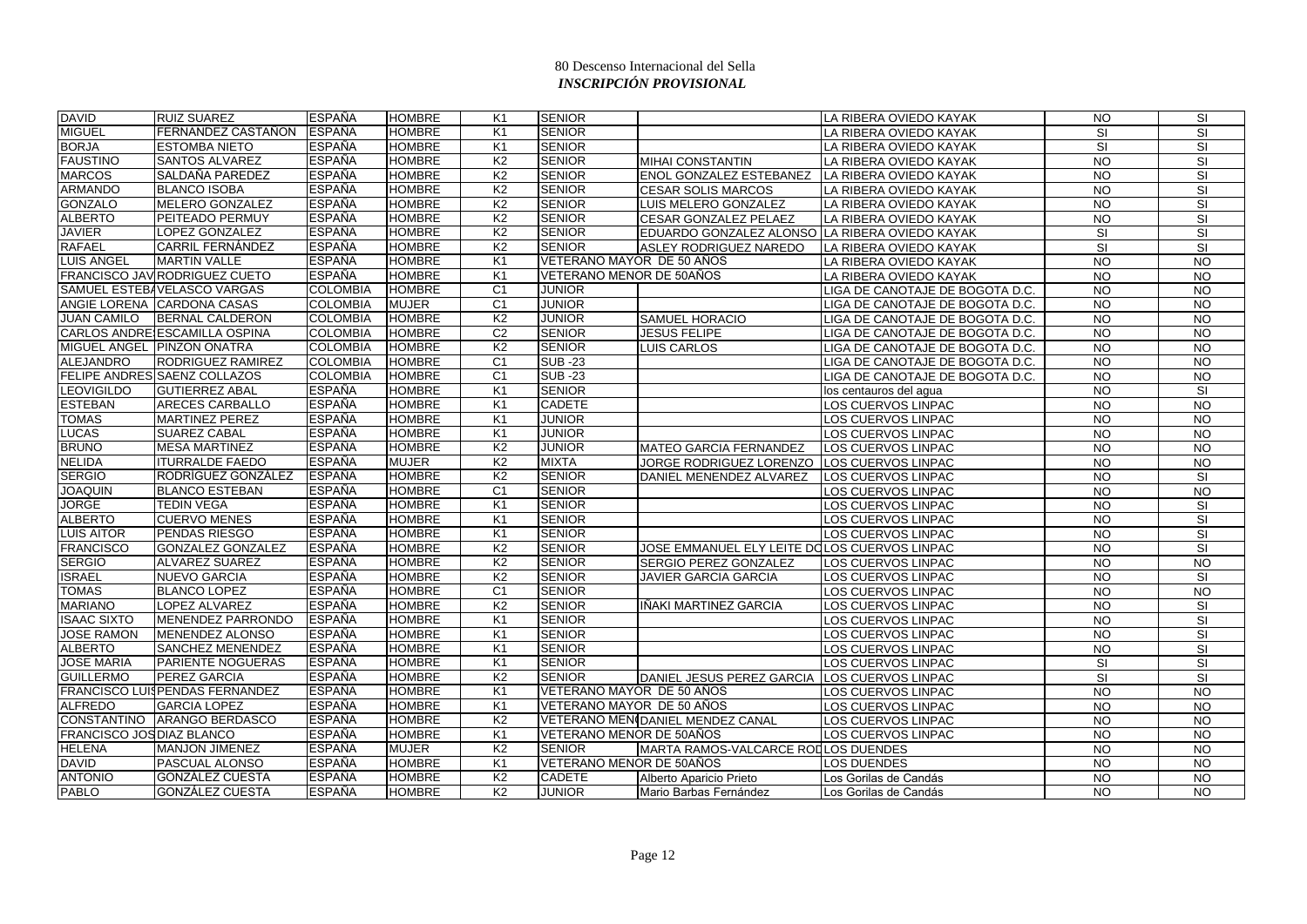# 80 Descenso Internacional del Sella

## *INSCRIPCIÓN PROVISIONAL*

| | | | | | | | | | |
|---|---|---|---|---|---|---|---|---|---|
| DAVID | RUIZ SUAREZ | ESPAÑA | HOMBRE | K1 | SENIOR | | LA RIBERA OVIEDO KAYAK | NO | SI |
| MIGUEL | FERNANDEZ CASTAÑON | ESPAÑA | HOMBRE | K1 | SENIOR | | LA RIBERA OVIEDO KAYAK | SI | SI |
| BORJA | ESTOMBA NIETO | ESPAÑA | HOMBRE | K1 | SENIOR | | LA RIBERA OVIEDO KAYAK | SI | SI |
| FAUSTINO | SANTOS ALVAREZ | ESPAÑA | HOMBRE | K2 | SENIOR | MIHAI CONSTANTIN | LA RIBERA OVIEDO KAYAK | NO | SI |
| MARCOS | SALDAÑA PAREDEZ | ESPAÑA | HOMBRE | K2 | SENIOR | ENOL GONZALEZ ESTEBANEZ | LA RIBERA OVIEDO KAYAK | NO | SI |
| ARMANDO | BLANCO ISOBA | ESPAÑA | HOMBRE | K2 | SENIOR | CESAR SOLIS MARCOS | LA RIBERA OVIEDO KAYAK | NO | SI |
| GONZALO | MELERO GONZALEZ | ESPAÑA | HOMBRE | K2 | SENIOR | LUIS MELERO GONZALEZ | LA RIBERA OVIEDO KAYAK | NO | SI |
| ALBERTO | PEITEADO PERMUY | ESPAÑA | HOMBRE | K2 | SENIOR | CESAR GONZALEZ PELAEZ | LA RIBERA OVIEDO KAYAK | NO | SI |
| JAVIER | LOPEZ GONZALEZ | ESPAÑA | HOMBRE | K2 | SENIOR | EDUARDO GONZALEZ ALONSO | LA RIBERA OVIEDO KAYAK | SI | SI |
| RAFAEL | CARRIL FERNÁNDEZ | ESPAÑA | HOMBRE | K2 | SENIOR | ASLEY RODRIGUEZ NAREDO | LA RIBERA OVIEDO KAYAK | SI | SI |
| LUIS ANGEL | MARTIN VALLE | ESPAÑA | HOMBRE | K1 | VETERANO MAYOR DE 50 AÑOS | | LA RIBERA OVIEDO KAYAK | NO | NO |
| FRANCISCO JAV | RODRIGUEZ CUETO | ESPAÑA | HOMBRE | K1 | VETERANO MENOR DE 50AÑOS | | LA RIBERA OVIEDO KAYAK | NO | NO |
| SAMUEL ESTEBA | VELASCO VARGAS | COLOMBIA | HOMBRE | C1 | JUNIOR | | LIGA DE CANOTAJE DE BOGOTA D.C. | NO | NO |
| ANGIE LORENA | CARDONA CASAS | COLOMBIA | MUJER | C1 | JUNIOR | | LIGA DE CANOTAJE DE BOGOTA D.C. | NO | NO |
| JUAN CAMILO | BERNAL CALDERON | COLOMBIA | HOMBRE | K2 | JUNIOR | SAMUEL HORACIO | LIGA DE CANOTAJE DE BOGOTA D.C. | NO | NO |
| CARLOS ANDRE | ESCAMILLA OSPINA | COLOMBIA | HOMBRE | C2 | SENIOR | JESUS FELIPE | LIGA DE CANOTAJE DE BOGOTA D.C. | NO | NO |
| MIGUEL ANGEL | PINZON ONATRA | COLOMBIA | HOMBRE | K2 | SENIOR | LUIS CARLOS | LIGA DE CANOTAJE DE BOGOTA D.C. | NO | NO |
| ALEJANDRO | RODRIGUEZ RAMIREZ | COLOMBIA | HOMBRE | C1 | SUB -23 | | LIGA DE CANOTAJE DE BOGOTA D.C. | NO | NO |
| FELIPE ANDRES | SAENZ COLLAZOS | COLOMBIA | HOMBRE | C1 | SUB -23 | | LIGA DE CANOTAJE DE BOGOTA D.C. | NO | NO |
| LEOVIGILDO | GUTIERREZ ABAL | ESPAÑA | HOMBRE | K1 | SENIOR | | los centauros del agua | NO | SI |
| ESTEBAN | ARECES CARBALLO | ESPAÑA | HOMBRE | K1 | CADETE | | LOS CUERVOS LINPAC | NO | NO |
| TOMAS | MARTINEZ PEREZ | ESPAÑA | HOMBRE | K1 | JUNIOR | | LOS CUERVOS LINPAC | NO | NO |
| LUCAS | SUAREZ CABAL | ESPAÑA | HOMBRE | K1 | JUNIOR | | LOS CUERVOS LINPAC | NO | NO |
| BRUNO | MESA MARTINEZ | ESPAÑA | HOMBRE | K2 | JUNIOR | MATEO GARCIA FERNANDEZ | LOS CUERVOS LINPAC | NO | NO |
| NELIDA | ITURRALDE FAEDO | ESPAÑA | MUJER | K2 | MIXTA | JORGE RODRIGUEZ LORENZO | LOS CUERVOS LINPAC | NO | NO |
| SERGIO | RODRÍGUEZ GONZÁLEZ | ESPAÑA | HOMBRE | K2 | SENIOR | DANIEL MENENDEZ ALVAREZ | LOS CUERVOS LINPAC | NO | SI |
| JOAQUIN | BLANCO ESTEBAN | ESPAÑA | HOMBRE | C1 | SENIOR | | LOS CUERVOS LINPAC | NO | NO |
| JORGE | TEDIN VEGA | ESPAÑA | HOMBRE | K1 | SENIOR | | LOS CUERVOS LINPAC | NO | SI |
| ALBERTO | CUERVO MENES | ESPAÑA | HOMBRE | K1 | SENIOR | | LOS CUERVOS LINPAC | NO | SI |
| LUIS AITOR | PENDAS RIESGO | ESPAÑA | HOMBRE | K1 | SENIOR | | LOS CUERVOS LINPAC | NO | SI |
| FRANCISCO | GONZALEZ GONZALEZ | ESPAÑA | HOMBRE | K2 | SENIOR | JOSE EMMANUEL ELY LEITE DO | LOS CUERVOS LINPAC | NO | SI |
| SERGIO | ALVAREZ SUAREZ | ESPAÑA | HOMBRE | K2 | SENIOR | SERGIO PEREZ GONZALEZ | LOS CUERVOS LINPAC | NO | NO |
| ISRAEL | NUEVO GARCIA | ESPAÑA | HOMBRE | K2 | SENIOR | JAVIER GARCIA GARCIA | LOS CUERVOS LINPAC | NO | SI |
| TOMAS | BLANCO LOPEZ | ESPAÑA | HOMBRE | C1 | SENIOR | | LOS CUERVOS LINPAC | NO | NO |
| MARIANO | LOPEZ ALVAREZ | ESPAÑA | HOMBRE | K2 | SENIOR | IÑAKI MARTINEZ GARCIA | LOS CUERVOS LINPAC | NO | SI |
| ISAAC SIXTO | MENENDEZ PARRONDO | ESPAÑA | HOMBRE | K1 | SENIOR | | LOS CUERVOS LINPAC | NO | SI |
| JOSE RAMON | MENENDEZ ALONSO | ESPAÑA | HOMBRE | K1 | SENIOR | | LOS CUERVOS LINPAC | NO | SI |
| ALBERTO | SANCHEZ MENENDEZ | ESPAÑA | HOMBRE | K1 | SENIOR | | LOS CUERVOS LINPAC | NO | SI |
| JOSE MARIA | PARIENTE NOGUERAS | ESPAÑA | HOMBRE | K1 | SENIOR | | LOS CUERVOS LINPAC | SI | SI |
| GUILLERMO | PEREZ GARCIA | ESPAÑA | HOMBRE | K2 | SENIOR | DANIEL JESUS PEREZ GARCIA | LOS CUERVOS LINPAC | SI | SI |
| FRANCISCO LUIS | PENDAS FERNANDEZ | ESPAÑA | HOMBRE | K1 | VETERANO MAYOR DE 50 AÑOS | | LOS CUERVOS LINPAC | NO | NO |
| ALFREDO | GARCIA LOPEZ | ESPAÑA | HOMBRE | K1 | VETERANO MAYOR DE 50 AÑOS | | LOS CUERVOS LINPAC | NO | NO |
| CONSTANTINO | ARANGO BERDASCO | ESPAÑA | HOMBRE | K2 | VETERANO MEN | DANIEL MENDEZ CANAL | LOS CUERVOS LINPAC | NO | NO |
| FRANCISCO JOS | DIAZ BLANCO | ESPAÑA | HOMBRE | K1 | VETERANO MENOR DE 50AÑOS | | LOS CUERVOS LINPAC | NO | NO |
| HELENA | MANJON JIMENEZ | ESPAÑA | MUJER | K2 | SENIOR | MARTA RAMOS-VALCARCE ROD | LOS DUENDES | NO | NO |
| DAVID | PASCUAL ALONSO | ESPAÑA | HOMBRE | K1 | VETERANO MENOR DE 50AÑOS | | LOS DUENDES | NO | NO |
| ANTONIO | GONZÁLEZ CUESTA | ESPAÑA | HOMBRE | K2 | CADETE | Alberto Aparicio Prieto | Los Gorilas de Candás | NO | NO |
| PABLO | GONZÁLEZ CUESTA | ESPAÑA | HOMBRE | K2 | JUNIOR | Mario Barbas Fernández | Los Gorilas de Candás | NO | NO |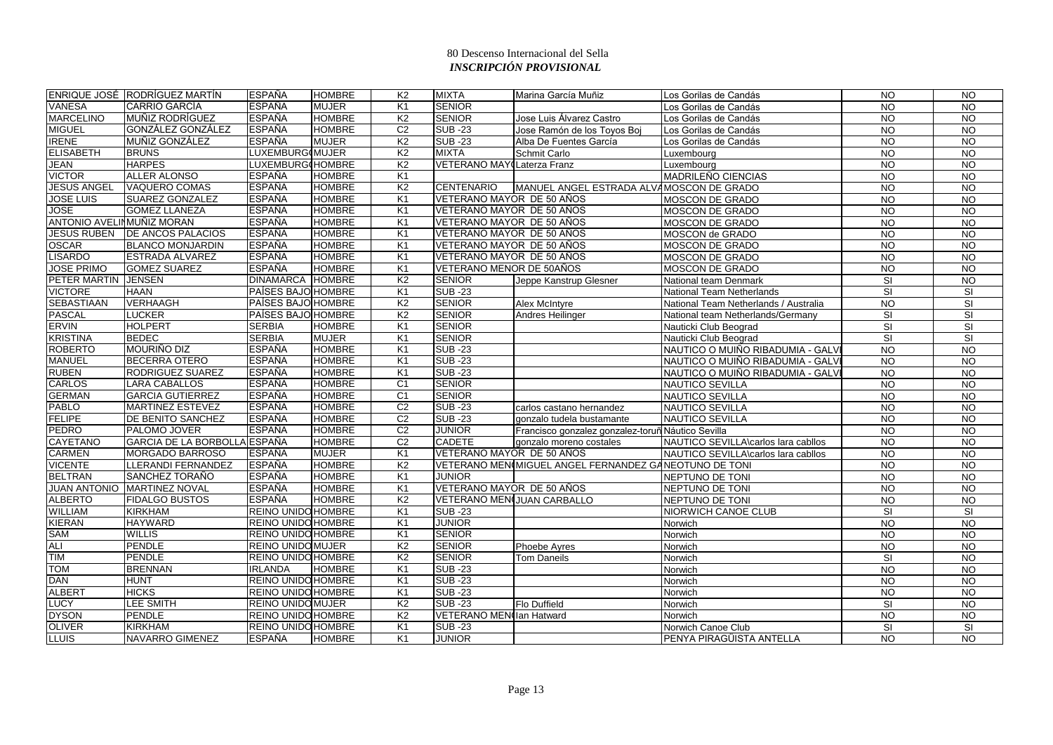80 Descenso Internacional del Sella
*INSCRIPCIÓN PROVISIONAL*

| | | | | | | | | | |
|---|---|---|---|---|---|---|---|---|---|
| ENRIQUE JOSÉ | RODRÍGUEZ MARTÍN | ESPAÑA | HOMBRE | K2 | MIXTA | Marina García Muñiz | Los Gorilas de Candás | NO | NO |
| VANESA | CARRIO GARCÍA | ESPAÑA | MUJER | K1 | SENIOR | | Los Gorilas de Candás | NO | NO |
| MARCELINO | MUÑIZ RODRÍGUEZ | ESPAÑA | HOMBRE | K2 | SENIOR | Jose Luis Álvarez Castro | Los Gorilas de Candás | NO | NO |
| MIGUEL | GONZÁLEZ GONZÁLEZ | ESPAÑA | HOMBRE | C2 | SUB -23 | Jose Ramón de los Toyos Boj | Los Gorilas de Candás | NO | NO |
| IRENE | MUÑIZ GONZÁLEZ | ESPAÑA | MUJER | K2 | SUB -23 | Alba De Fuentes García | Los Gorilas de Candás | NO | NO |
| ELISABETH | BRUNS | LUXEMBURGO | MUJER | K2 | MIXTA | Schmit Carlo | Luxembourg | NO | NO |
| JEAN | HARPES | LUXEMBURGO | HOMBRE | K2 | VETERANO MAYO | Laterza Franz | Luxembourg | NO | NO |
| VICTOR | ALLER ALONSO | ESPAÑA | HOMBRE | K1 | | | MADRILEÑO CIENCIAS | NO | NO |
| JESUS ANGEL | VAQUERO COMAS | ESPAÑA | HOMBRE | K2 | CENTENARIO | MANUEL ANGEL ESTRADA ALVA | MOSCON DE GRADO | NO | NO |
| JOSE LUIS | SUAREZ GONZALEZ | ESPAÑA | HOMBRE | K1 | VETERANO MAYOR DE 50 AÑOS | | MOSCON DE GRADO | NO | NO |
| JOSE | GOMEZ LLANEZA | ESPAÑA | HOMBRE | K1 | VETERANO MAYOR DE 50 AÑOS | | MOSCON DE GRADO | NO | NO |
| ANTONIO AVELI | MUÑIZ MORAN | ESPAÑA | HOMBRE | K1 | VETERANO MAYOR DE 50 AÑOS | | MOSCON DE GRADO | NO | NO |
| JESUS RUBEN | DE ANCOS PALACIOS | ESPAÑA | HOMBRE | K1 | VETERANO MAYOR DE 50 AÑOS | | MOSCON de GRADO | NO | NO |
| OSCAR | BLANCO MONJARDIN | ESPAÑA | HOMBRE | K1 | VETERANO MAYOR DE 50 AÑOS | | MOSCON DE GRADO | NO | NO |
| LISARDO | ESTRADA ALVAREZ | ESPAÑA | HOMBRE | K1 | VETERANO MAYOR DE 50 AÑOS | | MOSCON DE GRADO | NO | NO |
| JOSE PRIMO | GOMEZ SUAREZ | ESPAÑA | HOMBRE | K1 | VETERANO MENOR DE 50AÑOS | | MOSCON DE GRADO | NO | NO |
| PETER MARTIN | JENSEN | DINAMARCA | HOMBRE | K2 | SENIOR | Jeppe Kanstrup Glesner | National team Denmark | SI | NO |
| VICTORE | HAAN | PAÍSES BAJO | HOMBRE | K1 | SUB -23 | | National Team Netherlands | SI | SI |
| SEBASTIAAN | VERHAAGH | PAÍSES BAJO | HOMBRE | K2 | SENIOR | Alex McIntyre | National Team Netherlands / Australia | NO | SI |
| PASCAL | LUCKER | PAÍSES BAJO | HOMBRE | K2 | SENIOR | Andres Heilinger | National team Netherlands/Germany | SI | SI |
| ERVIN | HOLPERT | SERBIA | HOMBRE | K1 | SENIOR | | Nauticki Club Beograd | SI | SI |
| KRISTINA | BEDEC | SERBIA | MUJER | K1 | SENIOR | | Nauticki Club Beograd | SI | SI |
| ROBERTO | MOURIÑO DIZ | ESPAÑA | HOMBRE | K1 | SUB -23 | | NAUTICO O MUIÑO RIBADUMIA - GALV | NO | NO |
| MANUEL | BECERRA OTERO | ESPAÑA | HOMBRE | K1 | SUB -23 | | NAUTICO O MUIÑO RIBADUMIA - GALV | NO | NO |
| RUBEN | RODRIGUEZ SUAREZ | ESPAÑA | HOMBRE | K1 | SUB -23 | | NAUTICO O MUIÑO RIBADUMIA - GALV | NO | NO |
| CARLOS | LARA CABALLOS | ESPAÑA | HOMBRE | C1 | SENIOR | | NAUTICO SEVILLA | NO | NO |
| GERMAN | GARCIA GUTIERREZ | ESPAÑA | HOMBRE | C1 | SENIOR | | NAUTICO SEVILLA | NO | NO |
| PABLO | MARTINEZ ESTEVEZ | ESPAÑA | HOMBRE | C2 | SUB -23 | carlos castano hernandez | NAUTICO SEVILLA | NO | NO |
| FELIPE | DE BENITO SANCHEZ | ESPAÑA | HOMBRE | C2 | SUB -23 | gonzalo tudela bustamante | NAUTICO SEVILLA | NO | NO |
| PEDRO | PALOMO JOVER | ESPAÑA | HOMBRE | C2 | JUNIOR | Francisco gonzalez gonzalez-toruñ | Náutico Sevilla | NO | NO |
| CAYETANO | GARCIA DE LA BORBOLLA | ESPAÑA | HOMBRE | C2 | CADETE | gonzalo moreno costales | NAUTICO SEVILLA\carlos lara cabllos | NO | NO |
| CARMEN | MORGADO BARROSO | ESPAÑA | MUJER | K1 | VETERANO MAYOR DE 50 AÑOS | | NAUTICO SEVILLA\carlos lara cabllos | NO | NO |
| VICENTE | LLERANDI FERNANDEZ | ESPAÑA | HOMBRE | K2 | VETERANO MEN | MIGUEL ANGEL FERNANDEZ GA | NEOTUNO DE TONI | NO | NO |
| BELTRAN | SANCHEZ TORAÑO | ESPAÑA | HOMBRE | K1 | JUNIOR | | NEPTUNO DE TONI | NO | NO |
| JUAN ANTONIO | MARTINEZ NOVAL | ESPAÑA | HOMBRE | K1 | VETERANO MAYOR DE 50 AÑOS | | NEPTUNO DE TONI | NO | NO |
| ALBERTO | FIDALGO BUSTOS | ESPAÑA | HOMBRE | K2 | VETERANO MEN | JUAN CARBALLO | NEPTUNO DE TONI | NO | NO |
| WILLIAM | KIRKHAM | REINO UNIDO | HOMBRE | K1 | SUB -23 | | NIORWICH CANOE CLUB | SI | SI |
| KIERAN | HAYWARD | REINO UNIDO | HOMBRE | K1 | JUNIOR | | Norwich | NO | NO |
| SAM | WILLIS | REINO UNIDO | HOMBRE | K1 | SENIOR | | Norwich | NO | NO |
| ALI | PENDLE | REINO UNIDO | MUJER | K2 | SENIOR | Phoebe Ayres | Norwich | NO | NO |
| TIM | PENDLE | REINO UNIDO | HOMBRE | K2 | SENIOR | Tom Daneils | Norwich | SI | NO |
| TOM | BRENNAN | IRLANDA | HOMBRE | K1 | SUB -23 | | Norwich | NO | NO |
| DAN | HUNT | REINO UNIDO | HOMBRE | K1 | SUB -23 | | Norwich | NO | NO |
| ALBERT | HICKS | REINO UNIDO | HOMBRE | K1 | SUB -23 | | Norwich | NO | NO |
| LUCY | LEE SMITH | REINO UNIDO | MUJER | K2 | SUB -23 | Flo Duffield | Norwich | SI | NO |
| DYSON | PENDLE | REINO UNIDO | HOMBRE | K2 | VETERANO MEN | Ian Hatward | Norwich | NO | NO |
| OLIVER | KIRKHAM | REINO UNIDO | HOMBRE | K1 | SUB -23 | | Norwich Canoe Club | SI | SI |
| LLUIS | NAVARRO GIMENEZ | ESPAÑA | HOMBRE | K1 | JUNIOR | | PENYA PIRAGÜISTA ANTELLA | NO | NO |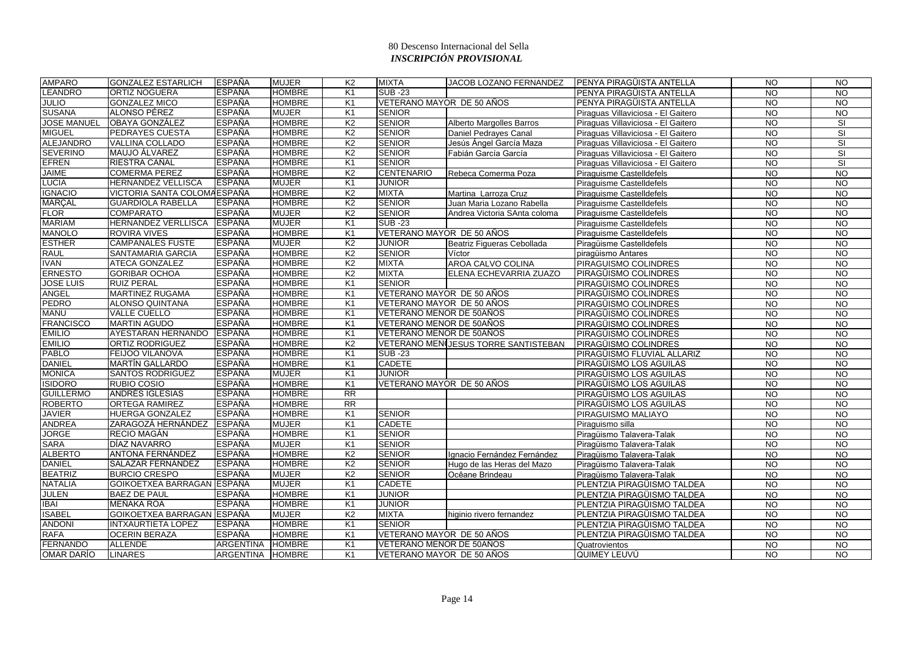# 80 Descenso Internacional del Sella

***INSCRIPCIÓN PROVISIONAL***

| | | | | | | | | | |
|---|---|---|---|---|---|---|---|---|---|
| AMPARO | GONZALEZ ESTARLICH | ESPAÑA | MUJER | K2 | MIXTA | JACOB LOZANO FERNANDEZ | PENYA PIRAGÜISTA ANTELLA | NO | NO |
| LEANDRO | ORTIZ NOGUERA | ESPAÑA | HOMBRE | K1 | SUB -23 | | PENYA PIRAGÜISTA ANTELLA | NO | NO |
| JULIO | GONZALEZ MICO | ESPAÑA | HOMBRE | K1 | VETERANO MAYOR DE 50 AÑOS | | PENYA PIRAGÜISTA ANTELLA | NO | NO |
| SUSANA | ALONSO PÉREZ | ESPAÑA | MUJER | K1 | SENIOR | | Piraguas Villaviciosa - El Gaitero | NO | NO |
| JOSE MANUEL | OBAYA GONZÁLEZ | ESPAÑA | HOMBRE | K2 | SENIOR | Alberto Margolles Barros | Piraguas Villaviciosa - El Gaitero | NO | SI |
| MIGUEL | PEDRAYES CUESTA | ESPAÑA | HOMBRE | K2 | SENIOR | Daniel Pedrayes Canal | Piraguas Villaviciosa - El Gaitero | NO | SI |
| ALEJANDRO | VALLINA COLLADO | ESPAÑA | HOMBRE | K2 | SENIOR | Jesús Ángel García Maza | Piraguas Villaviciosa - El Gaitero | NO | SI |
| SEVERINO | MAUJO ÁLVAREZ | ESPAÑA | HOMBRE | K2 | SENIOR | Fabián García García | Piraguas Villaviciosa - El Gaitero | NO | SI |
| EFREN | RIESTRA CAÑAL | ESPAÑA | HOMBRE | K1 | SENIOR | | Piraguas Villaviciosa - El Gaitero | NO | SI |
| JAIME | COMERMA PEREZ | ESPAÑA | HOMBRE | K2 | CENTENARIO | Rebeca Comerma Poza | Piraguisme Castelldefels | NO | NO |
| LUCIA | HERNANDEZ VELLISCA | ESPAÑA | MUJER | K1 | JUNIOR | | Piraguisme Castelldefels | NO | NO |
| IGNACIO | VICTORIA SANTA COLOMA | ESPAÑA | HOMBRE | K2 | MIXTA | Martina Larroza Cruz | Piraguisme Castelldefels | NO | NO |
| MARÇAL | GUARDIOLA RABELLA | ESPAÑA | HOMBRE | K2 | SENIOR | Juan Maria Lozano Rabella | Piraguisme Castelldefels | NO | NO |
| FLOR | COMPARATO | ESPAÑA | MUJER | K2 | SENIOR | Andrea Victoria SAnta coloma | Piraguisme Castelldefels | NO | NO |
| MARIAM | HERNANDEZ VERLLISCA | ESPAÑA | MUJER | K1 | SUB -23 | | Piraguisme Castelldefels | NO | NO |
| MANOLO | ROVIRA VIVES | ESPAÑA | HOMBRE | K1 | VETERANO MAYOR DE 50 AÑOS | | Piraguisme Castelldefels | NO | NO |
| ESTHER | CAMPANALES FUSTE | ESPAÑA | MUJER | K2 | JUNIOR | Beatriz Figueras Cebollada | Piragüisme Castelldefels | NO | NO |
| RAUL | SANTAMARIA GARCIA | ESPAÑA | HOMBRE | K2 | SENIOR | Víctor | piragüismo Antares | NO | NO |
| IVAN | ATECA GONZALEZ | ESPAÑA | HOMBRE | K2 | MIXTA | AROA CALVO COLINA | PIRAGUISMO COLINDRES | NO | NO |
| ERNESTO | GORIBAR OCHOA | ESPAÑA | HOMBRE | K2 | MIXTA | ELENA ECHEVARRIA ZUAZO | PIRAGÜISMO COLINDRES | NO | NO |
| JOSE LUIS | RUIZ PERAL | ESPAÑA | HOMBRE | K1 | SENIOR | | PIRAGÜISMO COLINDRES | NO | NO |
| ANGEL | MARTINEZ RUGAMA | ESPAÑA | HOMBRE | K1 | VETERANO MAYOR DE 50 AÑOS | | PIRAGÜISMO COLINDRES | NO | NO |
| PEDRO | ALONSO QUINTANA | ESPAÑA | HOMBRE | K1 | VETERANO MAYOR DE 50 AÑOS | | PIRAGÜISMO COLINDRES | NO | NO |
| MANU | VALLE CUELLO | ESPAÑA | HOMBRE | K1 | VETERANO MENOR DE 50AÑOS | | PIRAGÜISMO COLINDRES | NO | NO |
| FRANCISCO | MARTIN AGUDO | ESPAÑA | HOMBRE | K1 | VETERANO MENOR DE 50AÑOS | | PIRAGÜISMO COLINDRES | NO | NO |
| EMILIO | AYESTARAN HERNANDO | ESPAÑA | HOMBRE | K1 | VETERANO MENOR DE 50AÑOS | | PIRAGÜISMO COLINDRES | NO | NO |
| EMILIO | ORTIZ RODRIGUEZ | ESPAÑA | HOMBRE | K2 | VETERANO MEN( | JESUS TORRE SANTISTEBAN | PIRAGÜISMO COLINDRES | NO | NO |
| PABLO | FEIJOO VILANOVA | ESPAÑA | HOMBRE | K1 | SUB -23 | | PIRAGÜISMO FLUVIAL ALLARIZ | NO | NO |
| DANIEL | MARTÍN GALLARDO | ESPAÑA | HOMBRE | K1 | CADETE | | PIRAGÜISMO LOS AGUILAS | NO | NO |
| MONICA | SANTOS RODRIGUEZ | ESPAÑA | MUJER | K1 | JUNIOR | | PIRAGÜISMO LOS AGUILAS | NO | NO |
| ISIDORO | RUBIO COSIO | ESPAÑA | HOMBRE | K1 | VETERANO MAYOR DE 50 AÑOS | | PIRAGÜISMO LOS AGUILAS | NO | NO |
| GUILLERMO | ANDRÉS IGLESIAS | ESPAÑA | HOMBRE | RR | | | PIRAGÜISMO LOS AGUILAS | NO | NO |
| ROBERTO | ORTEGA RAMIREZ | ESPAÑA | HOMBRE | RR | | | PIRAGÜISMO LOS AGUILAS | NO | NO |
| JAVIER | HUERGA GONZALEZ | ESPAÑA | HOMBRE | K1 | SENIOR | | PIRAGUISMO MALIAYO | NO | NO |
| ANDREA | ZARAGOZÁ HERNÁNDEZ | ESPAÑA | MUJER | K1 | CADETE | | Piraguismo silla | NO | NO |
| JORGE | RECIO MAGÁN | ESPAÑA | HOMBRE | K1 | SENIOR | | Piragüismo Talavera-Talak | NO | NO |
| SARA | DÍAZ NAVARRO | ESPAÑA | MUJER | K1 | SENIOR | | Piragüismo Talavera-Talak | NO | NO |
| ALBERTO | ANTONA FERNÁNDEZ | ESPAÑA | HOMBRE | K2 | SENIOR | Ignacio Fernández Fernández | Piragüismo Talavera-Talak | NO | NO |
| DANIEL | SALAZAR FERNÁNDEZ | ESPAÑA | HOMBRE | K2 | SENIOR | Hugo de las Heras del Mazo | Piragüismo Talavera-Talak | NO | NO |
| BEATRIZ | BURCIO CRESPO | ESPAÑA | MUJER | K2 | SENIOR | Ocêane Brindeau | Piragüismo Talavera-Talak | NO | NO |
| NATALIA | GOIKOETXEA BARRAGAN | ESPAÑA | MUJER | K1 | CADETE | | PLENTZIA PIRAGÜISMO TALDEA | NO | NO |
| JULEN | BAEZ DE PAUL | ESPAÑA | HOMBRE | K1 | JUNIOR | | PLENTZIA PIRAGÜISMO TALDEA | NO | NO |
| IBAI | MEÑAKA ROA | ESPAÑA | HOMBRE | K1 | JUNIOR | | PLENTZIA PIRAGÜISMO TALDEA | NO | NO |
| ISABEL | GOIKOETXEA BARRAGAN | ESPAÑA | MUJER | K2 | MIXTA | higinio rivero fernandez | PLENTZIA PIRAGÜISMO TALDEA | NO | NO |
| ANDONI | INTXAURTIETA LOPEZ | ESPAÑA | HOMBRE | K1 | SENIOR | | PLENTZIA PIRAGÜISMO TALDEA | NO | NO |
| RAFA | OCERIN BERAZA | ESPAÑA | HOMBRE | K1 | VETERANO MAYOR DE 50 AÑOS | | PLENTZIA PIRAGÜISMO TALDEA | NO | NO |
| FERNANDO | ALLENDE | ARGENTINA | HOMBRE | K1 | VETERANO MENOR DE 50AÑOS | | Quatrovientos | NO | NO |
| OMAR DARÍO | LINARES | ARGENTINA | HOMBRE | K1 | VETERANO MAYOR DE 50 AÑOS | | QUIMEY LEUVÚ | NO | NO |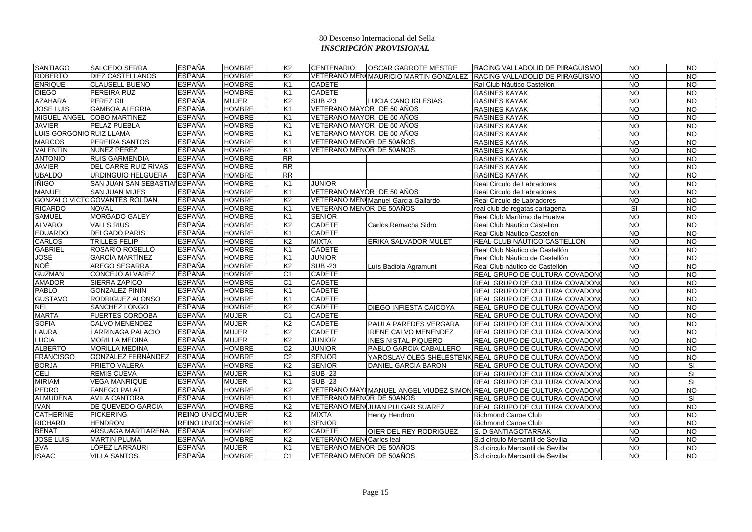80 Descenso Internacional del Sella
***INSCRIPCIÓN PROVISIONAL***

| | | | | | | | | | |
|---|---|---|---|---|---|---|---|---|---|
| SANTIAGO | SALCEDO SERRA | ESPAÑA | HOMBRE | K2 | CENTENARIO | OSCAR GARROTE MESTRE | RACING VALLADOLID DE PIRAGÜISMO | NO | NO |
| ROBERTO | DIEZ CASTELLANOS | ESPAÑA | HOMBRE | K2 | VETERANO MEN( | MAURICIO MARTIN GONZALEZ | RACING VALLADOLID DE PIRAGÜISMO | NO | NO |
| ENRIQUE | CLAUSELL BUENO | ESPAÑA | HOMBRE | K1 | CADETE | | Ral Club Náutico Castellón | NO | NO |
| DIEGO | PEREIRA RUZ | ESPAÑA | HOMBRE | K1 | CADETE | | RASINES KAYAK | NO | NO |
| AZAHARA | PEREZ GIL | ESPAÑA | MUJER | K2 | SUB -23 | LUCIA CANO IGLESIAS | RASINES KAYAK | NO | NO |
| JOSE LUIS | GAMBOA ALEGRIA | ESPAÑA | HOMBRE | K1 | VETERANO MAYOR DE 50 AÑOS | | RASINES KAYAK | NO | NO |
| MIGUEL ANGEL | COBO MARTINEZ | ESPAÑA | HOMBRE | K1 | VETERANO MAYOR DE 50 AÑOS | | RASINES KAYAK | NO | NO |
| JAVIER | PELAZ PUEBLA | ESPAÑA | HOMBRE | K1 | VETERANO MAYOR DE 50 AÑOS | | RASINES KAYAK | NO | NO |
| LUIS GORGONIO | RUIZ LLAMA | ESPAÑA | HOMBRE | K1 | VETERANO MAYOR DE 50 AÑOS | | RASINES KAYAK | NO | NO |
| MARCOS | PEREIRA SANTOS | ESPAÑA | HOMBRE | K1 | VETERANO MENOR DE 50AÑOS | | RASINES KAYAK | NO | NO |
| VALENTIN | NUÑEZ PEREZ | ESPAÑA | HOMBRE | K1 | VETERANO MENOR DE 50AÑOS | | RASINES KAYAK | NO | NO |
| ANTONIO | RUIS GARMENDIA | ESPAÑA | HOMBRE | RR | | | RASINES KAYAK | NO | NO |
| JAVIER | DEL CARRE RUIZ RIVAS | ESPAÑA | HOMBRE | RR | | | RASINES KAYAK | NO | NO |
| UBALDO | URDINGUIO HELGUERA | ESPAÑA | HOMBRE | RR | | | RASINES KAYAK | NO | NO |
| IÑIGO | SAN JUAN SAN SEBASTIAN | ESPAÑA | HOMBRE | K1 | JUNIOR | | Real Circulo de Labradores | NO | NO |
| MANUEL | SAN JUAN MIJES | ESPAÑA | HOMBRE | K1 | VETERANO MAYOR DE 50 AÑOS | | Real Circulo de Labradores | NO | NO |
| GONZALO VICTO | GOVANTES ROLDÁN | ESPAÑA | HOMBRE | K2 | VETERANO MEN( | Manuel Garcia Gallardo | Real Circulo de Labradores | NO | NO |
| RICARDO | NOVAL | ESPAÑA | HOMBRE | K1 | VETERANO MENOR DE 50AÑOS | | real club de regatas cartagena | SI | NO |
| SAMUEL | MORGADO GALEY | ESPAÑA | HOMBRE | K1 | SENIOR | | Real Club Marítimo de Huelva | NO | NO |
| ALVARO | VALLS RIUS | ESPAÑA | HOMBRE | K2 | CADETE | Carlos Remacha Sidro | Real Club Nautico Castellon | NO | NO |
| EDUARDO | DELGADO PARIS | ESPAÑA | HOMBRE | K1 | CADETE | | Real Club Náutico Castellon | NO | NO |
| CARLOS | TRILLES FELIP | ESPAÑA | HOMBRE | K2 | MIXTA | ERIKA SALVADOR MULET | REAL CLUB NÁUTICO CASTELLÓN | NO | NO |
| GABRIEL | ROSARIO ROSELLÓ | ESPAÑA | HOMBRE | K1 | CADETE | | Real Club Náutico de Castellón | NO | NO |
| JOSÉ | GARCÍA MARTÍNEZ | ESPAÑA | HOMBRE | K1 | JUNIOR | | Real Club Náutico de Castellón | NO | NO |
| NOÉ | AREGO SEGARRA | ESPAÑA | HOMBRE | K2 | SUB -23 | Luis Badiola Agramunt | Real Club náutico de Castellón | NO | NO |
| GUZMAN | CONCEJO ALVAREZ | ESPAÑA | HOMBRE | C1 | CADETE | | REAL GRUPO DE CULTURA COVADON( | NO | NO |
| AMADOR | SIERRA ZAPICO | ESPAÑA | HOMBRE | C1 | CADETE | | REAL GRUPO DE CULTURA COVADON( | NO | NO |
| PABLO | GONZALEZ PININ | ESPAÑA | HOMBRE | K1 | CADETE | | REAL GRUPO DE CULTURA COVADON( | NO | NO |
| GUSTAVO | RODRIGUEZ ALONSO | ESPAÑA | HOMBRE | K1 | CADETE | | REAL GRUPO DE CULTURA COVADON( | NO | NO |
| NEL | SANCHEZ LONGO | ESPAÑA | HOMBRE | K2 | CADETE | DIEGO INFIESTA CAICOYA | REAL GRUPO DE CULTURA COVADON( | NO | NO |
| MARTA | FUERTES CORDOBA | ESPAÑA | MUJER | C1 | CADETE | | REAL GRUPO DE CULTURA COVADON( | NO | NO |
| SOFIA | CALVO MENENDEZ | ESPAÑA | MUJER | K2 | CADETE | PAULA PAREDES VERGARA | REAL GRUPO DE CULTURA COVADON( | NO | NO |
| LAURA | LARRINAGA PALACIO | ESPAÑA | MUJER | K2 | CADETE | IRENE CALVO MENENDEZ | REAL GRUPO DE CULTURA COVADON( | NO | NO |
| LUCIA | MORILLA MEDINA | ESPAÑA | MUJER | K2 | JUNIOR | INES NISTAL PIQUERO | REAL GRUPO DE CULTURA COVADON( | NO | NO |
| ALBERTO | MORILLA MEDINA | ESPAÑA | HOMBRE | C2 | JUNIOR | PABLO GARCIA CABALLERO | REAL GRUPO DE CULTURA COVADON( | NO | NO |
| FRANCISCO | GONZALEZ FERNÁNDEZ | ESPAÑA | HOMBRE | C2 | SENIOR | YAROSLAV OLEG SHELESTENK | REAL GRUPO DE CULTURA COVADON( | NO | NO |
| BORJA | PRIETO VALERA | ESPAÑA | HOMBRE | K2 | SENIOR | DANIEL GARCIA BARON | REAL GRUPO DE CULTURA COVADON( | NO | SI |
| CELI | REMIS CUEVA | ESPAÑA | MUJER | K1 | SUB -23 | | REAL GRUPO DE CULTURA COVADON( | NO | SI |
| MIRIAM | VEGA MANRIQUE | ESPAÑA | MUJER | K1 | SUB -23 | | REAL GRUPO DE CULTURA COVADON( | NO | SI |
| PEDRO | FANEGO PALAT | ESPAÑA | HOMBRE | K2 | VETERANO MAY( | MANUEL ANGEL VIUDEZ SIMON | REAL GRUPO DE CULTURA COVADON( | NO | NO |
| ALMUDENA | AVILA CANTORA | ESPAÑA | HOMBRE | K1 | VETERANO MENOR DE 50AÑOS | | REAL GRUPO DE CULTURA COVADON( | NO | SI |
| IVAN | DE QUEVEDO GARCIA | ESPAÑA | HOMBRE | K2 | VETERANO MEN( | JUAN PULGAR SUAREZ | REAL GRUPO DE CULTURA COVADON( | NO | NO |
| CATHERINE | PICKERING | REINO UNIDO | MUJER | K2 | MIXTA | Henry Hendron | Richmond Canoe Club | NO | NO |
| RICHARD | HENDRON | REINO UNIDO | HOMBRE | K1 | SENIOR | | Richmond Canoe Club | NO | NO |
| BEÑAT | ARSUAGA MARTIARENA | ESPAÑA | HOMBRE | K2 | CADETE | OIER DEL REY RODRIGUEZ | S. D SANTIAGOTARRAK | NO | NO |
| JOSE LUIS | MARTIN PLUMA | ESPAÑA | HOMBRE | K2 | VETERANO MEN( | Carlos leal | S.d círculo Mercantil de Sevilla | NO | NO |
| EVA | LÓPEZ LARRAURI | ESPAÑA | MUJER | K1 | VETERANO MENOR DE 50AÑOS | | S.d círculo Mercantil de Sevilla | NO | NO |
| ISAAC | VILLA SANTOS | ESPAÑA | HOMBRE | C1 | VETERANO MENOR DE 50AÑOS | | S.d círculo Mercantil de Sevilla | NO | NO |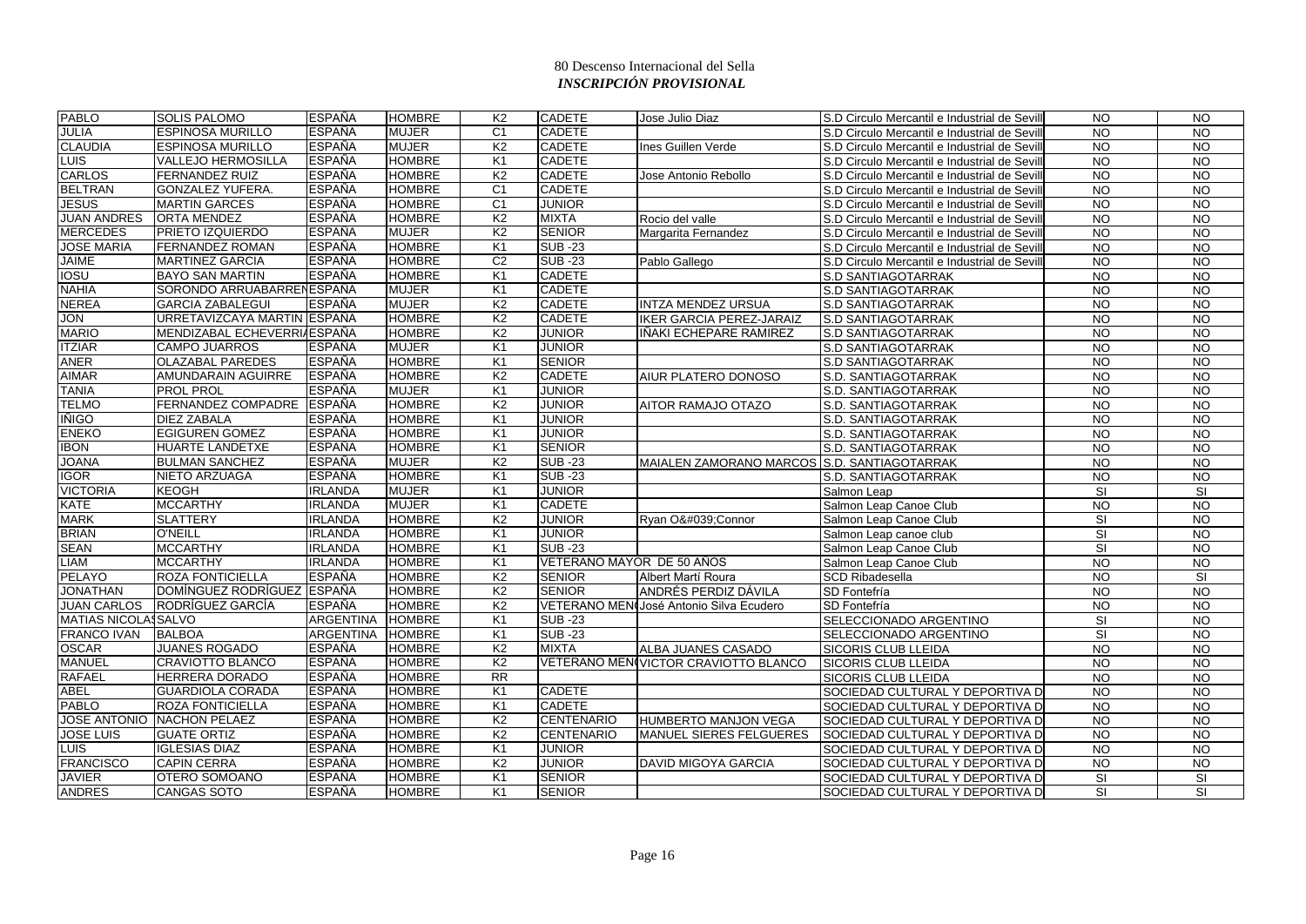80 Descenso Internacional del Sella
*INSCRIPCIÓN PROVISIONAL*

| | | | | | | | | | |
|---|---|---|---|---|---|---|---|---|---|
| PABLO | SOLIS PALOMO | ESPAÑA | HOMBRE | K2 | CADETE | Jose Julio Diaz | S.D Circulo Mercantil e Industrial de Sevill | NO | NO |
| JULIA | ESPINOSA MURILLO | ESPAÑA | MUJER | C1 | CADETE | | S.D Circulo Mercantil e Industrial de Sevill | NO | NO |
| CLAUDIA | ESPINOSA MURILLO | ESPAÑA | MUJER | K2 | CADETE | Ines Guillen Verde | S.D Circulo Mercantil e Industrial de Sevill | NO | NO |
| LUIS | VALLEJO HERMOSILLA | ESPAÑA | HOMBRE | K1 | CADETE | | S.D Circulo Mercantil e Industrial de Sevill | NO | NO |
| CARLOS | FERNANDEZ RUIZ | ESPAÑA | HOMBRE | K2 | CADETE | Jose Antonio Rebollo | S.D Circulo Mercantil e Industrial de Sevill | NO | NO |
| BELTRAN | GONZALEZ YUFERA. | ESPAÑA | HOMBRE | C1 | CADETE | | S.D Circulo Mercantil e Industrial de Sevill | NO | NO |
| JESUS | MARTIN GARCES | ESPAÑA | HOMBRE | C1 | JUNIOR | | S.D Circulo Mercantil e Industrial de Sevill | NO | NO |
| JUAN ANDRES | ORTA MENDEZ | ESPAÑA | HOMBRE | K2 | MIXTA | Rocio del valle | S.D Circulo Mercantil e Industrial de Sevill | NO | NO |
| MERCEDES | PRIETO IZQUIERDO | ESPAÑA | MUJER | K2 | SENIOR | Margarita Fernandez | S.D Circulo Mercantil e Industrial de Sevill | NO | NO |
| JOSE MARIA | FERNANDEZ ROMAN | ESPAÑA | HOMBRE | K1 | SUB -23 | | S.D Circulo Mercantil e Industrial de Sevill | NO | NO |
| JAIME | MARTINEZ GARCIA | ESPAÑA | HOMBRE | C2 | SUB -23 | Pablo Gallego | S.D Circulo Mercantil e Industrial de Sevill | NO | NO |
| IOSU | BAYO SAN MARTIN | ESPAÑA | HOMBRE | K1 | CADETE | | S.D SANTIAGOTARRAK | NO | NO |
| NAHIA | SORONDO ARRUABARRENESPAÑA | | MUJER | K1 | CADETE | | S.D SANTIAGOTARRAK | NO | NO |
| NEREA | GARCIA ZABALEGUI | ESPAÑA | MUJER | K2 | CADETE | INTZA MENDEZ URSUA | S.D SANTIAGOTARRAK | NO | NO |
| JON | URRETAVIZCAYA MARTIN | ESPAÑA | HOMBRE | K2 | CADETE | IKER GARCIA PEREZ-JARAIZ | S.D SANTIAGOTARRAK | NO | NO |
| MARIO | MENDIZABAL ECHEVERRI/ESPAÑA | | HOMBRE | K2 | JUNIOR | IÑAKI ECHEPARE RAMIREZ | S.D SANTIAGOTARRAK | NO | NO |
| ITZIAR | CAMPO JUARROS | ESPAÑA | MUJER | K1 | JUNIOR | | S.D SANTIAGOTARRAK | NO | NO |
| ANER | OLAZABAL PAREDES | ESPAÑA | HOMBRE | K1 | SENIOR | | S.D SANTIAGOTARRAK | NO | NO |
| AIMAR | AMUNDARAIN AGUIRRE | ESPAÑA | HOMBRE | K2 | CADETE | AIUR PLATERO DONOSO | S.D. SANTIAGOTARRAK | NO | NO |
| TANIA | PROL PROL | ESPAÑA | MUJER | K1 | JUNIOR | | S.D. SANTIAGOTARRAK | NO | NO |
| TELMO | FERNANDEZ COMPADRE | ESPAÑA | HOMBRE | K2 | JUNIOR | AITOR RAMAJO OTAZO | S.D. SANTIAGOTARRAK | NO | NO |
| IÑIGO | DIEZ ZABALA | ESPAÑA | HOMBRE | K1 | JUNIOR | | S.D. SANTIAGOTARRAK | NO | NO |
| ENEKO | EGIGUREN GOMEZ | ESPAÑA | HOMBRE | K1 | JUNIOR | | S.D. SANTIAGOTARRAK | NO | NO |
| IBON | HUARTE LANDETXE | ESPAÑA | HOMBRE | K1 | SENIOR | | S.D. SANTIAGOTARRAK | NO | NO |
| JOANA | BULMAN SANCHEZ | ESPAÑA | MUJER | K2 | SUB -23 | MAIALEN ZAMORANO MARCOS | S.D. SANTIAGOTARRAK | NO | NO |
| IGOR | NIETO ARZUAGA | ESPAÑA | HOMBRE | K1 | SUB -23 | | S.D. SANTIAGOTARRAK | NO | NO |
| VICTORIA | KEOGH | IRLANDA | MUJER | K1 | JUNIOR | | Salmon Leap | SI | SI |
| KATE | MCCARTHY | IRLANDA | MUJER | K1 | CADETE | | Salmon Leap Canoe Club | NO | NO |
| MARK | SLATTERY | IRLANDA | HOMBRE | K2 | JUNIOR | Ryan O&#039;Connor | Salmon Leap Canoe Club | SI | NO |
| BRIAN | O'NEILL | IRLANDA | HOMBRE | K1 | JUNIOR | | Salmon Leap canoe club | SI | NO |
| SEAN | MCCARTHY | IRLANDA | HOMBRE | K1 | SUB -23 | | Salmon Leap Canoe Club | SI | NO |
| LIAM | MCCARTHY | IRLANDA | HOMBRE | K1 | VETERANO MAYOR DE 50 AÑOS | | Salmon Leap Canoe Club | NO | NO |
| PELAYO | ROZA FONTICIELLA | ESPAÑA | HOMBRE | K2 | SENIOR | Albert Martí Roura | SCD Ribadesella | NO | SI |
| JONATHAN | DOMÍNGUEZ RODRÍGUEZ | ESPAÑA | HOMBRE | K2 | SENIOR | ANDRÉS PERDIZ DÁVILA | SD Fontefría | NO | NO |
| JUAN CARLOS | RODRÍGUEZ GARCÍA | ESPAÑA | HOMBRE | K2 | VETERANO MEN | José Antonio Silva Ecudero | SD Fontefría | NO | NO |
| MATIAS NICOLAS | SALVO | ARGENTINA | HOMBRE | K1 | SUB -23 | | SELECCIONADO ARGENTINO | SI | NO |
| FRANCO IVAN | BALBOA | ARGENTINA | HOMBRE | K1 | SUB -23 | | SELECCIONADO ARGENTINO | SI | NO |
| OSCAR | JUANES ROGADO | ESPAÑA | HOMBRE | K2 | MIXTA | ALBA JUANES CASADO | SICORIS CLUB LLEIDA | NO | NO |
| MANUEL | CRAVIOTTO BLANCO | ESPAÑA | HOMBRE | K2 | VETERANO MEN | VICTOR CRAVIOTTO BLANCO | SICORIS CLUB LLEIDA | NO | NO |
| RAFAEL | HERRERA DORADO | ESPAÑA | HOMBRE | RR | | | SICORIS CLUB LLEIDA | NO | NO |
| ABEL | GUARDIOLA CORADA | ESPAÑA | HOMBRE | K1 | CADETE | | SOCIEDAD CULTURAL Y DEPORTIVA D | NO | NO |
| PABLO | ROZA FONTICIELLA | ESPAÑA | HOMBRE | K1 | CADETE | | SOCIEDAD CULTURAL Y DEPORTIVA D | NO | NO |
| JOSE ANTONIO | NACHON PELAEZ | ESPAÑA | HOMBRE | K2 | CENTENARIO | HUMBERTO MANJON VEGA | SOCIEDAD CULTURAL Y DEPORTIVA D | NO | NO |
| JOSE LUIS | GUATE ORTIZ | ESPAÑA | HOMBRE | K2 | CENTENARIO | MANUEL SIERES FELGUERES | SOCIEDAD CULTURAL Y DEPORTIVA D | NO | NO |
| LUIS | IGLESIAS DIAZ | ESPAÑA | HOMBRE | K1 | JUNIOR | | SOCIEDAD CULTURAL Y DEPORTIVA D | NO | NO |
| FRANCISCO | CAPIN CERRA | ESPAÑA | HOMBRE | K2 | JUNIOR | DAVID MIGOYA GARCIA | SOCIEDAD CULTURAL Y DEPORTIVA D | NO | NO |
| JAVIER | OTERO SOMOANO | ESPAÑA | HOMBRE | K1 | SENIOR | | SOCIEDAD CULTURAL Y DEPORTIVA D | SI | SI |
| ANDRES | CANGAS SOTO | ESPAÑA | HOMBRE | K1 | SENIOR | | SOCIEDAD CULTURAL Y DEPORTIVA D | SI | SI |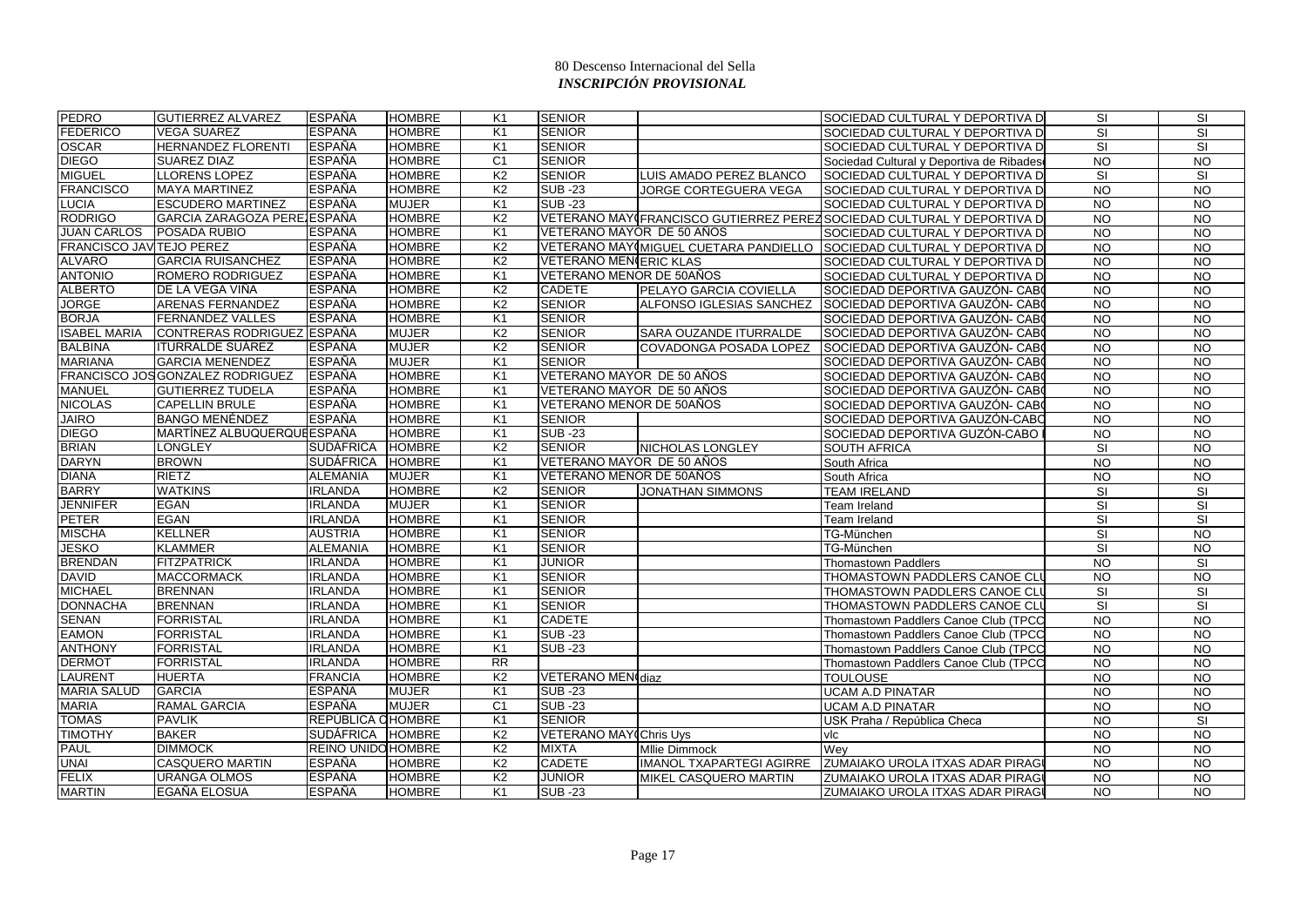# 80 Descenso Internacional del Sella

## *INSCRIPCIÓN PROVISIONAL*

| | | | | | | | | | |
|---|---|---|---|---|---|---|---|---|---|
| PEDRO | GUTIERREZ ALVAREZ | ESPAÑA | HOMBRE | K1 | SENIOR | | SOCIEDAD CULTURAL Y DEPORTIVA D | SI | SI |
| FEDERICO | VEGA SUAREZ | ESPAÑA | HOMBRE | K1 | SENIOR | | SOCIEDAD CULTURAL Y DEPORTIVA D | SI | SI |
| OSCAR | HERNANDEZ FLORENTI | ESPAÑA | HOMBRE | K1 | SENIOR | | SOCIEDAD CULTURAL Y DEPORTIVA D | SI | SI |
| DIEGO | SUAREZ DIAZ | ESPAÑA | HOMBRE | C1 | SENIOR | | Sociedad Cultural y Deportiva de Ribades | NO | NO |
| MIGUEL | LLORENS LOPEZ | ESPAÑA | HOMBRE | K2 | SENIOR | LUIS AMADO PEREZ BLANCO | SOCIEDAD CULTURAL Y DEPORTIVA D | SI | SI |
| FRANCISCO | MAYA MARTINEZ | ESPAÑA | HOMBRE | K2 | SUB -23 | JORGE CORTEGUERA VEGA | SOCIEDAD CULTURAL Y DEPORTIVA D | NO | NO |
| LUCIA | ESCUDERO MARTINEZ | ESPAÑA | MUJER | K1 | SUB -23 | | SOCIEDAD CULTURAL Y DEPORTIVA D | NO | NO |
| RODRIGO | GARCIA ZARAGOZA PERE | ESPAÑA | HOMBRE | K2 | VETERANO MAY | FRANCISCO GUTIERREZ PEREZ | SOCIEDAD CULTURAL Y DEPORTIVA D | NO | NO |
| JUAN CARLOS | POSADA RUBIO | ESPAÑA | HOMBRE | K1 | VETERANO MAYOR DE 50 AÑOS | | SOCIEDAD CULTURAL Y DEPORTIVA D | NO | NO |
| FRANCISCO JAV | TEJO PEREZ | ESPAÑA | HOMBRE | K2 | VETERANO MAY | MIGUEL CUETARA PANDIELLO | SOCIEDAD CULTURAL Y DEPORTIVA D | NO | NO |
| ALVARO | GARCIA RUISANCHEZ | ESPAÑA | HOMBRE | K2 | VETERANO MEN | ERIC KLAS | SOCIEDAD CULTURAL Y DEPORTIVA D | NO | NO |
| ANTONIO | ROMERO RODRIGUEZ | ESPAÑA | HOMBRE | K1 | VETERANO MENOR DE 50AÑOS | | SOCIEDAD CULTURAL Y DEPORTIVA D | NO | NO |
| ALBERTO | DE LA VEGA VIÑA | ESPAÑA | HOMBRE | K2 | CADETE | PELAYO GARCIA COVIELLA | SOCIEDAD DEPORTIVA GAUZÓN- CAB | NO | NO |
| JORGE | ARENAS FERNANDEZ | ESPAÑA | HOMBRE | K2 | SENIOR | ALFONSO IGLESIAS SANCHEZ | SOCIEDAD DEPORTIVA GAUZÓN- CAB | NO | NO |
| BORJA | FERNANDEZ VALLES | ESPAÑA | HOMBRE | K1 | SENIOR | | SOCIEDAD DEPORTIVA GAUZÓN- CAB | NO | NO |
| ISABEL MARIA | CONTRERAS RODRIGUEZ | ESPAÑA | MUJER | K2 | SENIOR | SARA OUZANDE ITURRALDE | SOCIEDAD DEPORTIVA GAUZÓN- CAB | NO | NO |
| BALBINA | ITURRALDE SUÁREZ | ESPAÑA | MUJER | K2 | SENIOR | COVADONGA POSADA LOPEZ | SOCIEDAD DEPORTIVA GAUZÓN- CAB | NO | NO |
| MARIANA | GARCIA MENENDEZ | ESPAÑA | MUJER | K1 | SENIOR | | SOCIEDAD DEPORTIVA GAUZÓN- CAB | NO | NO |
| FRANCISCO JOS | GONZALEZ RODRIGUEZ | ESPAÑA | HOMBRE | K1 | VETERANO MAYOR DE 50 AÑOS | | SOCIEDAD DEPORTIVA GAUZÓN- CAB | NO | NO |
| MANUEL | GUTIERREZ TUDELA | ESPAÑA | HOMBRE | K1 | VETERANO MAYOR DE 50 AÑOS | | SOCIEDAD DEPORTIVA GAUZÓN- CAB | NO | NO |
| NICOLAS | CAPELLIN BRULE | ESPAÑA | HOMBRE | K1 | VETERANO MENOR DE 50AÑOS | | SOCIEDAD DEPORTIVA GAUZÓN- CAB | NO | NO |
| JAIRO | BANGO MENÉNDEZ | ESPAÑA | HOMBRE | K1 | SENIOR | | SOCIEDAD DEPORTIVA GAUZÓN-CAB | NO | NO |
| DIEGO | MARTÍNEZ ALBUQUERQUE | ESPAÑA | HOMBRE | K1 | SUB -23 | | SOCIEDAD DEPORTIVA GUZÓN-CABO | NO | NO |
| BRIAN | LONGLEY | SUDÁFRICA | HOMBRE | K2 | SENIOR | NICHOLAS LONGLEY | SOUTH AFRICA | SI | NO |
| DARYN | BROWN | SUDÁFRICA | HOMBRE | K1 | VETERANO MAYOR DE 50 AÑOS | | South Africa | NO | NO |
| DIANA | RIETZ | ALEMANIA | MUJER | K1 | VETERANO MENOR DE 50AÑOS | | South Africa | NO | NO |
| BARRY | WATKINS | IRLANDA | HOMBRE | K2 | SENIOR | JONATHAN SIMMONS | TEAM IRELAND | SI | SI |
| JENNIFER | EGAN | IRLANDA | MUJER | K1 | SENIOR | | Team Ireland | SI | SI |
| PETER | EGAN | IRLANDA | HOMBRE | K1 | SENIOR | | Team Ireland | SI | SI |
| MISCHA | KELLNER | AUSTRIA | HOMBRE | K1 | SENIOR | | TG-München | SI | NO |
| JESKO | KLAMMER | ALEMANIA | HOMBRE | K1 | SENIOR | | TG-München | SI | NO |
| BRENDAN | FITZPATRICK | IRLANDA | HOMBRE | K1 | JUNIOR | | Thomastown Paddlers | NO | SI |
| DAVID | MACCORMACK | IRLANDA | HOMBRE | K1 | SENIOR | | THOMASTOWN PADDLERS CANOE CL | NO | NO |
| MICHAEL | BRENNAN | IRLANDA | HOMBRE | K1 | SENIOR | | THOMASTOWN PADDLERS CANOE CL | SI | SI |
| DONNACHA | BRENNAN | IRLANDA | HOMBRE | K1 | SENIOR | | THOMASTOWN PADDLERS CANOE CL | SI | SI |
| SENAN | FORRISTAL | IRLANDA | HOMBRE | K1 | CADETE | | Thomastown Paddlers Canoe Club (TPCC | NO | NO |
| EAMON | FORRISTAL | IRLANDA | HOMBRE | K1 | SUB -23 | | Thomastown Paddlers Canoe Club (TPCC | NO | NO |
| ANTHONY | FORRISTAL | IRLANDA | HOMBRE | K1 | SUB -23 | | Thomastown Paddlers Canoe Club (TPCC | NO | NO |
| DERMOT | FORRISTAL | IRLANDA | HOMBRE | RR | | | Thomastown Paddlers Canoe Club (TPCC | NO | NO |
| LAURENT | HUERTA | FRANCIA | HOMBRE | K2 | VETERANO MEN | diaz | TOULOUSE | NO | NO |
| MARIA SALUD | GARCIA | ESPAÑA | MUJER | K1 | SUB -23 | | UCAM A.D PINATAR | NO | NO |
| MARIA | RAMAL GARCIA | ESPAÑA | MUJER | C1 | SUB -23 | | UCAM A.D PINATAR | NO | NO |
| TOMAS | PAVLIK | REPÚBLICA C | HOMBRE | K1 | SENIOR | | USK Praha / República Checa | NO | SI |
| TIMOTHY | BAKER | SUDÁFRICA | HOMBRE | K2 | VETERANO MAY | Chris Uys | vlc | NO | NO |
| PAUL | DIMMOCK | REINO UNIDO | HOMBRE | K2 | MIXTA | Mllie Dimmock | Wey | NO | NO |
| UNAI | CASQUERO MARTIN | ESPAÑA | HOMBRE | K2 | CADETE | IMANOL TXAPARTEGI AGIRRE | ZUMAIAKO UROLA ITXAS ADAR PIRAG | NO | NO |
| FELIX | URANGA OLMOS | ESPAÑA | HOMBRE | K2 | JUNIOR | MIKEL CASQUERO MARTIN | ZUMAIAKO UROLA ITXAS ADAR PIRAG | NO | NO |
| MARTIN | EGAÑA ELOSUA | ESPAÑA | HOMBRE | K1 | SUB -23 | | ZUMAIAKO UROLA ITXAS ADAR PIRAG | NO | NO |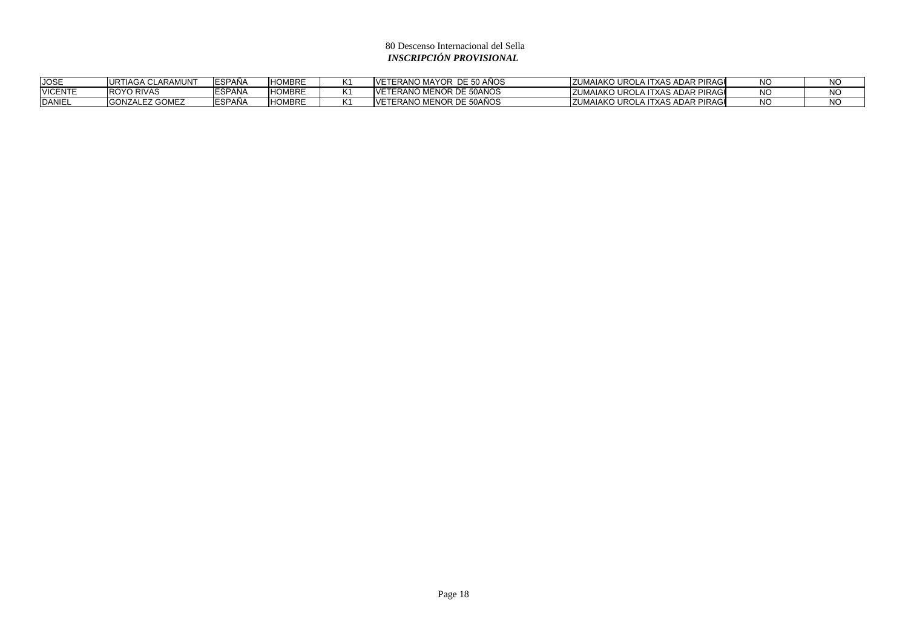80 Descenso Internacional del Sella

***INSCRIPCIÓN PROVISIONAL***

| | | | | | | | | |
|---|---|---|---|---|---|---|---|---|
| JOSE | URTIAGA CLARAMUNT | ESPAÑA | HOMBRE | K1 | VETERANO MAYOR DE 50 AÑOS | ZUMAIAKO UROLA ITXAS ADAR PIRAGI | NO | NO |
| VICENTE | ROYO RIVAS | ESPAÑA | HOMBRE | K1 | VETERANO MENOR DE 50AÑOS | ZUMAIAKO UROLA ITXAS ADAR PIRAGI | NO | NO |
| DANIEL | GONZALEZ GOMEZ | ESPAÑA | HOMBRE | K1 | VETERANO MENOR DE 50AÑOS | ZUMAIAKO UROLA ITXAS ADAR PIRAGI | NO | NO |